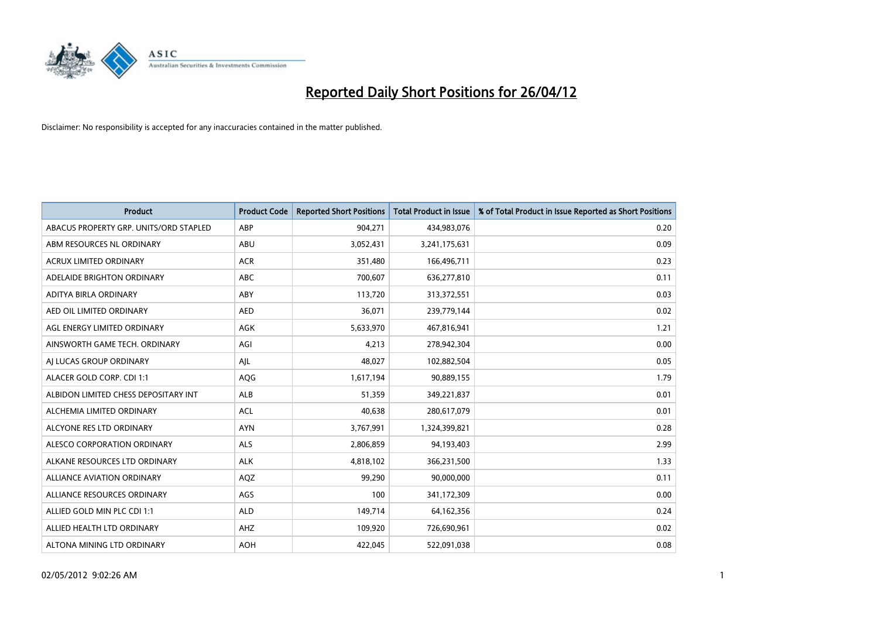# Reported Daily Short Positions for 26/04/12

Disclaimer: No responsibility is accepted for any inaccuracies contained in the matter published.

| Product | Product Code | Reported Short Positions | Total Product in Issue | % of Total Product in Issue Reported as Short Positions |
|---|---|---|---|---|
| ABACUS PROPERTY GRP. UNITS/ORD STAPLED | ABP | 904,271 | 434,983,076 | 0.20 |
| ABM RESOURCES NL ORDINARY | ABU | 3,052,431 | 3,241,175,631 | 0.09 |
| ACRUX LIMITED ORDINARY | ACR | 351,480 | 166,496,711 | 0.23 |
| ADELAIDE BRIGHTON ORDINARY | ABC | 700,607 | 636,277,810 | 0.11 |
| ADITYA BIRLA ORDINARY | ABY | 113,720 | 313,372,551 | 0.03 |
| AED OIL LIMITED ORDINARY | AED | 36,071 | 239,779,144 | 0.02 |
| AGL ENERGY LIMITED ORDINARY | AGK | 5,633,970 | 467,816,941 | 1.21 |
| AINSWORTH GAME TECH. ORDINARY | AGI | 4,213 | 278,942,304 | 0.00 |
| AJ LUCAS GROUP ORDINARY | AJL | 48,027 | 102,882,504 | 0.05 |
| ALACER GOLD CORP. CDI 1:1 | AQG | 1,617,194 | 90,889,155 | 1.79 |
| ALBIDON LIMITED CHESS DEPOSITARY INT | ALB | 51,359 | 349,221,837 | 0.01 |
| ALCHEMIA LIMITED ORDINARY | ACL | 40,638 | 280,617,079 | 0.01 |
| ALCYONE RES LTD ORDINARY | AYN | 3,767,991 | 1,324,399,821 | 0.28 |
| ALESCO CORPORATION ORDINARY | ALS | 2,806,859 | 94,193,403 | 2.99 |
| ALKANE RESOURCES LTD ORDINARY | ALK | 4,818,102 | 366,231,500 | 1.33 |
| ALLIANCE AVIATION ORDINARY | AQZ | 99,290 | 90,000,000 | 0.11 |
| ALLIANCE RESOURCES ORDINARY | AGS | 100 | 341,172,309 | 0.00 |
| ALLIED GOLD MIN PLC CDI 1:1 | ALD | 149,714 | 64,162,356 | 0.24 |
| ALLIED HEALTH LTD ORDINARY | AHZ | 109,920 | 726,690,961 | 0.02 |
| ALTONA MINING LTD ORDINARY | AOH | 422,045 | 522,091,038 | 0.08 |

02/05/2012 9:02:26 AM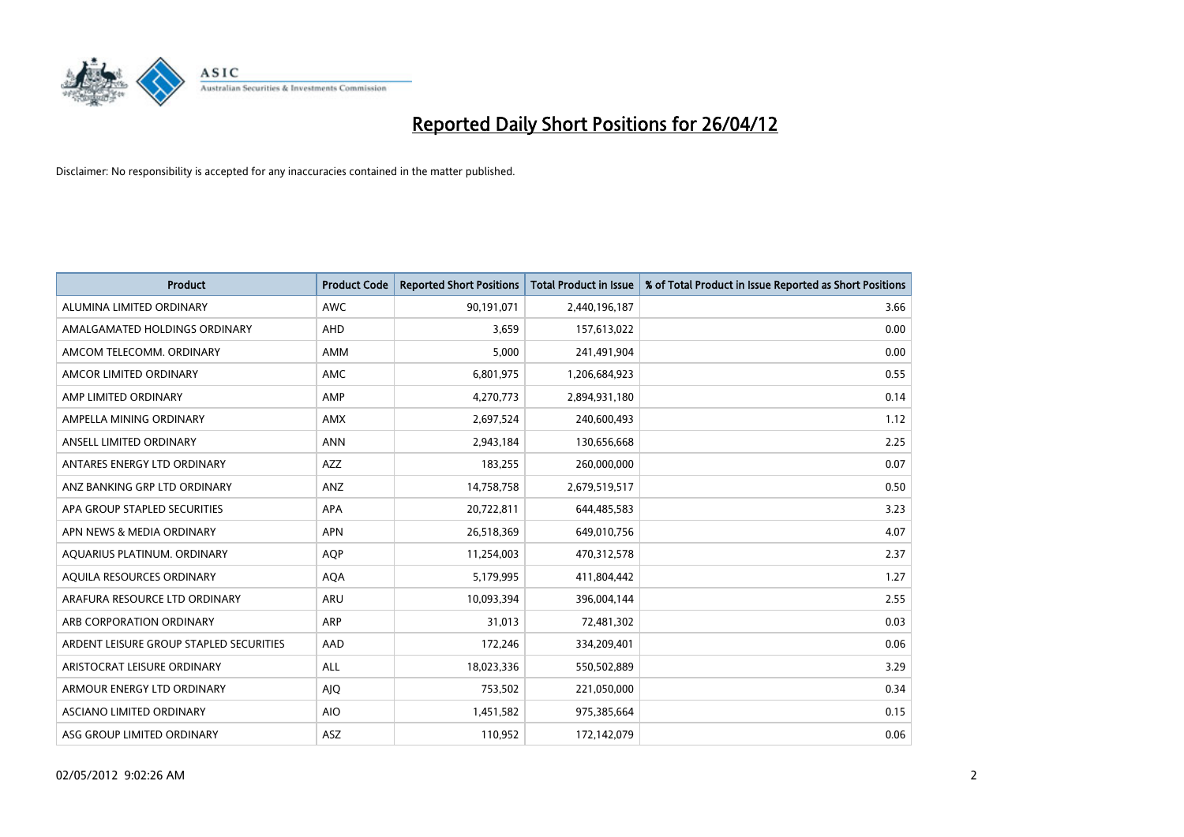# Reported Daily Short Positions for 26/04/12

Disclaimer: No responsibility is accepted for any inaccuracies contained in the matter published.

| Product | Product Code | Reported Short Positions | Total Product in Issue | % of Total Product in Issue Reported as Short Positions |
|---|---|---|---|---|
| ALUMINA LIMITED ORDINARY | AWC | 90,191,071 | 2,440,196,187 | 3.66 |
| AMALGAMATED HOLDINGS ORDINARY | AHD | 3,659 | 157,613,022 | 0.00 |
| AMCOM TELECOMM. ORDINARY | AMM | 5,000 | 241,491,904 | 0.00 |
| AMCOR LIMITED ORDINARY | AMC | 6,801,975 | 1,206,684,923 | 0.55 |
| AMP LIMITED ORDINARY | AMP | 4,270,773 | 2,894,931,180 | 0.14 |
| AMPELLA MINING ORDINARY | AMX | 2,697,524 | 240,600,493 | 1.12 |
| ANSELL LIMITED ORDINARY | ANN | 2,943,184 | 130,656,668 | 2.25 |
| ANTARES ENERGY LTD ORDINARY | AZZ | 183,255 | 260,000,000 | 0.07 |
| ANZ BANKING GRP LTD ORDINARY | ANZ | 14,758,758 | 2,679,519,517 | 0.50 |
| APA GROUP STAPLED SECURITIES | APA | 20,722,811 | 644,485,583 | 3.23 |
| APN NEWS & MEDIA ORDINARY | APN | 26,518,369 | 649,010,756 | 4.07 |
| AQUARIUS PLATINUM. ORDINARY | AQP | 11,254,003 | 470,312,578 | 2.37 |
| AQUILA RESOURCES ORDINARY | AQA | 5,179,995 | 411,804,442 | 1.27 |
| ARAFURA RESOURCE LTD ORDINARY | ARU | 10,093,394 | 396,004,144 | 2.55 |
| ARB CORPORATION ORDINARY | ARP | 31,013 | 72,481,302 | 0.03 |
| ARDENT LEISURE GROUP STAPLED SECURITIES | AAD | 172,246 | 334,209,401 | 0.06 |
| ARISTOCRAT LEISURE ORDINARY | ALL | 18,023,336 | 550,502,889 | 3.29 |
| ARMOUR ENERGY LTD ORDINARY | AJQ | 753,502 | 221,050,000 | 0.34 |
| ASCIANO LIMITED ORDINARY | AIO | 1,451,582 | 975,385,664 | 0.15 |
| ASG GROUP LIMITED ORDINARY | ASZ | 110,952 | 172,142,079 | 0.06 |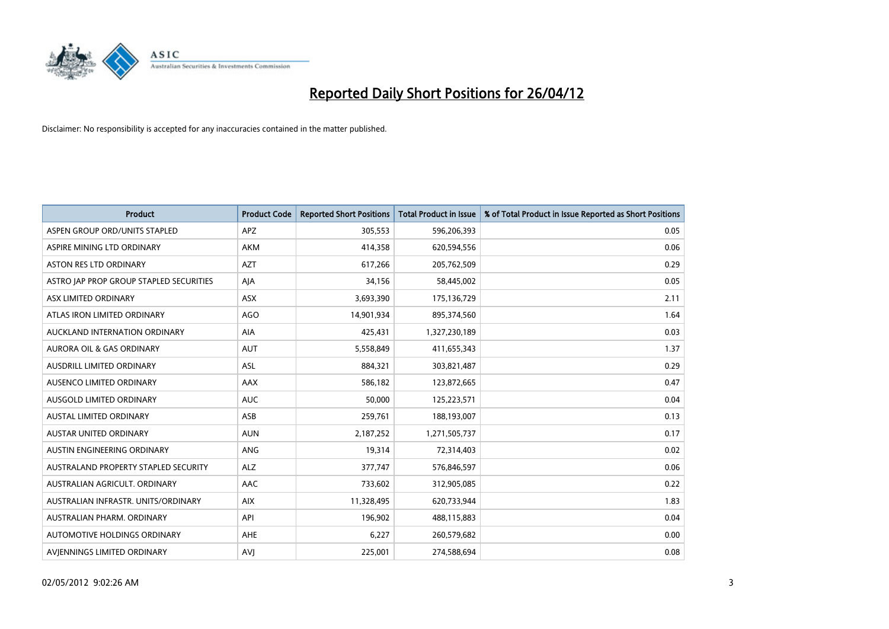# Reported Daily Short Positions for 26/04/12

Disclaimer: No responsibility is accepted for any inaccuracies contained in the matter published.

| Product | Product Code | Reported Short Positions | Total Product in Issue | % of Total Product in Issue Reported as Short Positions |
|---|---|---|---|---|
| ASPEN GROUP ORD/UNITS STAPLED | APZ | 305,553 | 596,206,393 | 0.05 |
| ASPIRE MINING LTD ORDINARY | AKM | 414,358 | 620,594,556 | 0.06 |
| ASTON RES LTD ORDINARY | AZT | 617,266 | 205,762,509 | 0.29 |
| ASTRO JAP PROP GROUP STAPLED SECURITIES | AJA | 34,156 | 58,445,002 | 0.05 |
| ASX LIMITED ORDINARY | ASX | 3,693,390 | 175,136,729 | 2.11 |
| ATLAS IRON LIMITED ORDINARY | AGO | 14,901,934 | 895,374,560 | 1.64 |
| AUCKLAND INTERNATION ORDINARY | AIA | 425,431 | 1,327,230,189 | 0.03 |
| AURORA OIL & GAS ORDINARY | AUT | 5,558,849 | 411,655,343 | 1.37 |
| AUSDRILL LIMITED ORDINARY | ASL | 884,321 | 303,821,487 | 0.29 |
| AUSENCO LIMITED ORDINARY | AAX | 586,182 | 123,872,665 | 0.47 |
| AUSGOLD LIMITED ORDINARY | AUC | 50,000 | 125,223,571 | 0.04 |
| AUSTAL LIMITED ORDINARY | ASB | 259,761 | 188,193,007 | 0.13 |
| AUSTAR UNITED ORDINARY | AUN | 2,187,252 | 1,271,505,737 | 0.17 |
| AUSTIN ENGINEERING ORDINARY | ANG | 19,314 | 72,314,403 | 0.02 |
| AUSTRALAND PROPERTY STAPLED SECURITY | ALZ | 377,747 | 576,846,597 | 0.06 |
| AUSTRALIAN AGRICULT. ORDINARY | AAC | 733,602 | 312,905,085 | 0.22 |
| AUSTRALIAN INFRASTR. UNITS/ORDINARY | AIX | 11,328,495 | 620,733,944 | 1.83 |
| AUSTRALIAN PHARM. ORDINARY | API | 196,902 | 488,115,883 | 0.04 |
| AUTOMOTIVE HOLDINGS ORDINARY | AHE | 6,227 | 260,579,682 | 0.00 |
| AVJENNINGS LIMITED ORDINARY | AVJ | 225,001 | 274,588,694 | 0.08 |

02/05/2012 9:02:26 AM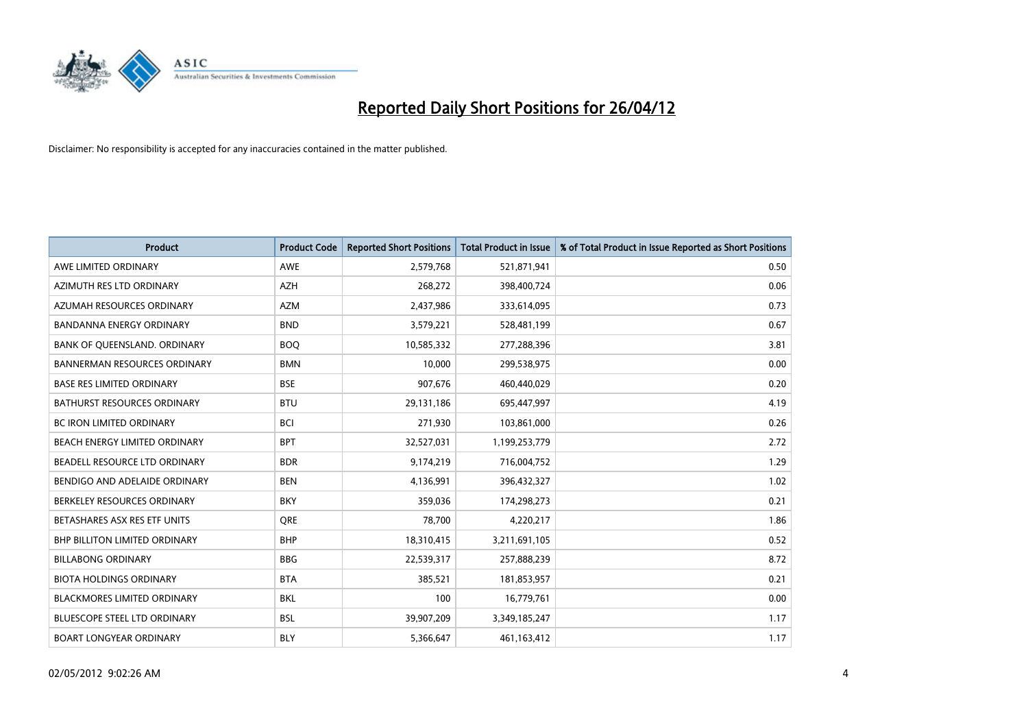# Reported Daily Short Positions for 26/04/12

Disclaimer: No responsibility is accepted for any inaccuracies contained in the matter published.

| Product | Product Code | Reported Short Positions | Total Product in Issue | % of Total Product in Issue Reported as Short Positions |
|---|---|---|---|---|
| AWE LIMITED ORDINARY | AWE | 2,579,768 | 521,871,941 | 0.50 |
| AZIMUTH RES LTD ORDINARY | AZH | 268,272 | 398,400,724 | 0.06 |
| AZUMAH RESOURCES ORDINARY | AZM | 2,437,986 | 333,614,095 | 0.73 |
| BANDANNA ENERGY ORDINARY | BND | 3,579,221 | 528,481,199 | 0.67 |
| BANK OF QUEENSLAND. ORDINARY | BOQ | 10,585,332 | 277,288,396 | 3.81 |
| BANNERMAN RESOURCES ORDINARY | BMN | 10,000 | 299,538,975 | 0.00 |
| BASE RES LIMITED ORDINARY | BSE | 907,676 | 460,440,029 | 0.20 |
| BATHURST RESOURCES ORDINARY | BTU | 29,131,186 | 695,447,997 | 4.19 |
| BC IRON LIMITED ORDINARY | BCI | 271,930 | 103,861,000 | 0.26 |
| BEACH ENERGY LIMITED ORDINARY | BPT | 32,527,031 | 1,199,253,779 | 2.72 |
| BEADELL RESOURCE LTD ORDINARY | BDR | 9,174,219 | 716,004,752 | 1.29 |
| BENDIGO AND ADELAIDE ORDINARY | BEN | 4,136,991 | 396,432,327 | 1.02 |
| BERKELEY RESOURCES ORDINARY | BKY | 359,036 | 174,298,273 | 0.21 |
| BETASHARES ASX RES ETF UNITS | QRE | 78,700 | 4,220,217 | 1.86 |
| BHP BILLITON LIMITED ORDINARY | BHP | 18,310,415 | 3,211,691,105 | 0.52 |
| BILLABONG ORDINARY | BBG | 22,539,317 | 257,888,239 | 8.72 |
| BIOTA HOLDINGS ORDINARY | BTA | 385,521 | 181,853,957 | 0.21 |
| BLACKMORES LIMITED ORDINARY | BKL | 100 | 16,779,761 | 0.00 |
| BLUESCOPE STEEL LTD ORDINARY | BSL | 39,907,209 | 3,349,185,247 | 1.17 |
| BOART LONGYEAR ORDINARY | BLY | 5,366,647 | 461,163,412 | 1.17 |

02/05/2012 9:02:26 AM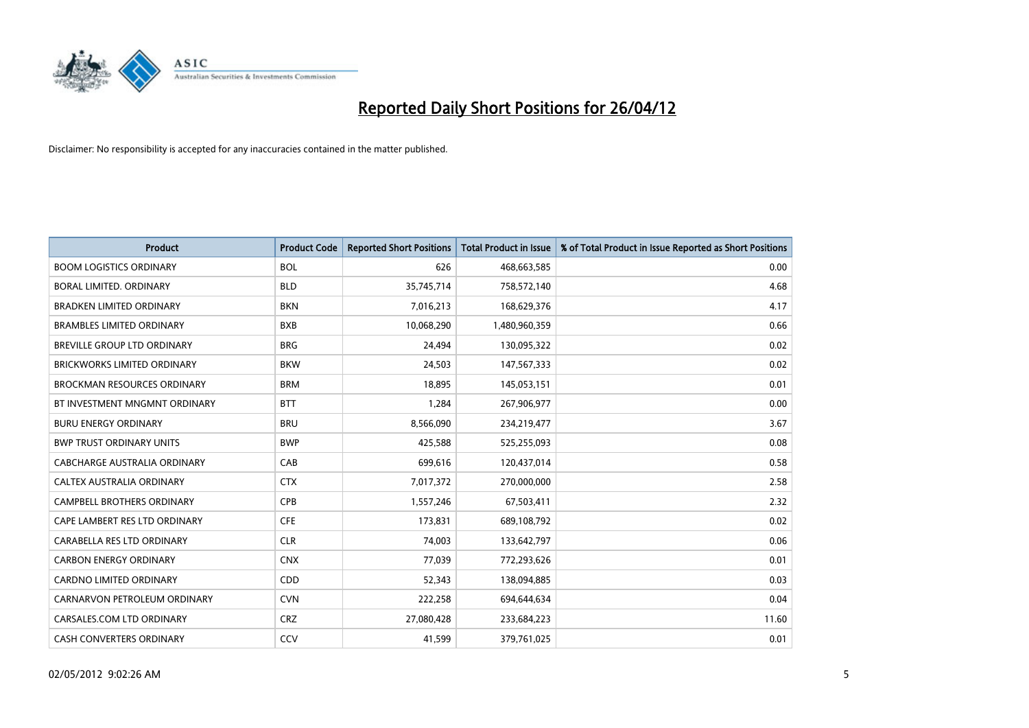# Reported Daily Short Positions for 26/04/12

Disclaimer: No responsibility is accepted for any inaccuracies contained in the matter published.

| Product | Product Code | Reported Short Positions | Total Product in Issue | % of Total Product in Issue Reported as Short Positions |
|---|---|---|---|---|
| BOOM LOGISTICS ORDINARY | BOL | 626 | 468,663,585 | 0.00 |
| BORAL LIMITED. ORDINARY | BLD | 35,745,714 | 758,572,140 | 4.68 |
| BRADKEN LIMITED ORDINARY | BKN | 7,016,213 | 168,629,376 | 4.17 |
| BRAMBLES LIMITED ORDINARY | BXB | 10,068,290 | 1,480,960,359 | 0.66 |
| BREVILLE GROUP LTD ORDINARY | BRG | 24,494 | 130,095,322 | 0.02 |
| BRICKWORKS LIMITED ORDINARY | BKW | 24,503 | 147,567,333 | 0.02 |
| BROCKMAN RESOURCES ORDINARY | BRM | 18,895 | 145,053,151 | 0.01 |
| BT INVESTMENT MNGMNT ORDINARY | BTT | 1,284 | 267,906,977 | 0.00 |
| BURU ENERGY ORDINARY | BRU | 8,566,090 | 234,219,477 | 3.67 |
| BWP TRUST ORDINARY UNITS | BWP | 425,588 | 525,255,093 | 0.08 |
| CABCHARGE AUSTRALIA ORDINARY | CAB | 699,616 | 120,437,014 | 0.58 |
| CALTEX AUSTRALIA ORDINARY | CTX | 7,017,372 | 270,000,000 | 2.58 |
| CAMPBELL BROTHERS ORDINARY | CPB | 1,557,246 | 67,503,411 | 2.32 |
| CAPE LAMBERT RES LTD ORDINARY | CFE | 173,831 | 689,108,792 | 0.02 |
| CARABELLA RES LTD ORDINARY | CLR | 74,003 | 133,642,797 | 0.06 |
| CARBON ENERGY ORDINARY | CNX | 77,039 | 772,293,626 | 0.01 |
| CARDNO LIMITED ORDINARY | CDD | 52,343 | 138,094,885 | 0.03 |
| CARNARVON PETROLEUM ORDINARY | CVN | 222,258 | 694,644,634 | 0.04 |
| CARSALES.COM LTD ORDINARY | CRZ | 27,080,428 | 233,684,223 | 11.60 |
| CASH CONVERTERS ORDINARY | CCV | 41,599 | 379,761,025 | 0.01 |

02/05/2012 9:02:26 AM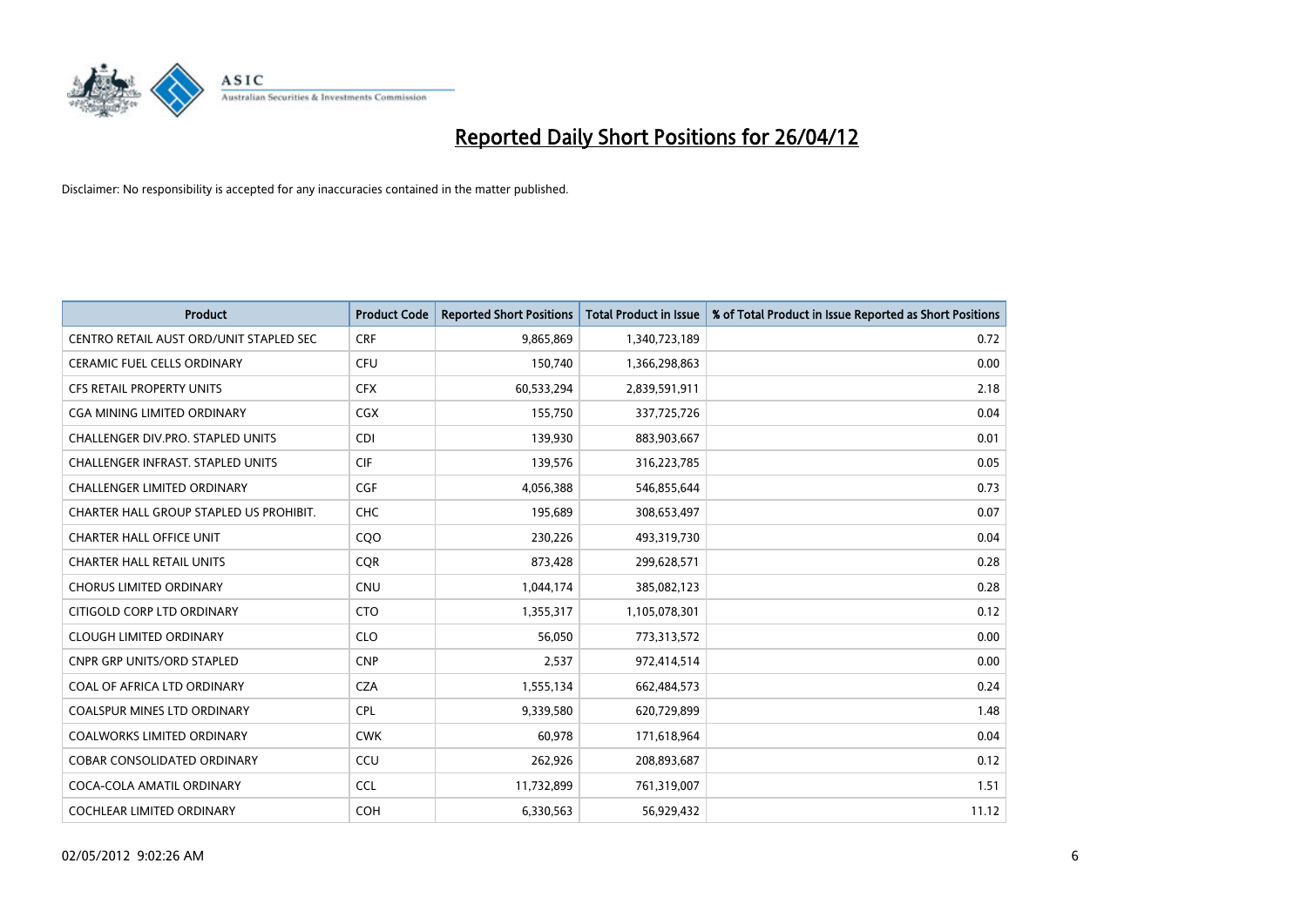# Reported Daily Short Positions for 26/04/12

Disclaimer: No responsibility is accepted for any inaccuracies contained in the matter published.

| Product | Product Code | Reported Short Positions | Total Product in Issue | % of Total Product in Issue Reported as Short Positions |
| --- | --- | --- | --- | --- |
| CENTRO RETAIL AUST ORD/UNIT STAPLED SEC | CRF | 9,865,869 | 1,340,723,189 | 0.72 |
| CERAMIC FUEL CELLS ORDINARY | CFU | 150,740 | 1,366,298,863 | 0.00 |
| CFS RETAIL PROPERTY UNITS | CFX | 60,533,294 | 2,839,591,911 | 2.18 |
| CGA MINING LIMITED ORDINARY | CGX | 155,750 | 337,725,726 | 0.04 |
| CHALLENGER DIV.PRO. STAPLED UNITS | CDI | 139,930 | 883,903,667 | 0.01 |
| CHALLENGER INFRAST. STAPLED UNITS | CIF | 139,576 | 316,223,785 | 0.05 |
| CHALLENGER LIMITED ORDINARY | CGF | 4,056,388 | 546,855,644 | 0.73 |
| CHARTER HALL GROUP STAPLED US PROHIBIT. | CHC | 195,689 | 308,653,497 | 0.07 |
| CHARTER HALL OFFICE UNIT | CQO | 230,226 | 493,319,730 | 0.04 |
| CHARTER HALL RETAIL UNITS | CQR | 873,428 | 299,628,571 | 0.28 |
| CHORUS LIMITED ORDINARY | CNU | 1,044,174 | 385,082,123 | 0.28 |
| CITIGOLD CORP LTD ORDINARY | CTO | 1,355,317 | 1,105,078,301 | 0.12 |
| CLOUGH LIMITED ORDINARY | CLO | 56,050 | 773,313,572 | 0.00 |
| CNPR GRP UNITS/ORD STAPLED | CNP | 2,537 | 972,414,514 | 0.00 |
| COAL OF AFRICA LTD ORDINARY | CZA | 1,555,134 | 662,484,573 | 0.24 |
| COALSPUR MINES LTD ORDINARY | CPL | 9,339,580 | 620,729,899 | 1.48 |
| COALWORKS LIMITED ORDINARY | CWK | 60,978 | 171,618,964 | 0.04 |
| COBAR CONSOLIDATED ORDINARY | CCU | 262,926 | 208,893,687 | 0.12 |
| COCA-COLA AMATIL ORDINARY | CCL | 11,732,899 | 761,319,007 | 1.51 |
| COCHLEAR LIMITED ORDINARY | COH | 6,330,563 | 56,929,432 | 11.12 |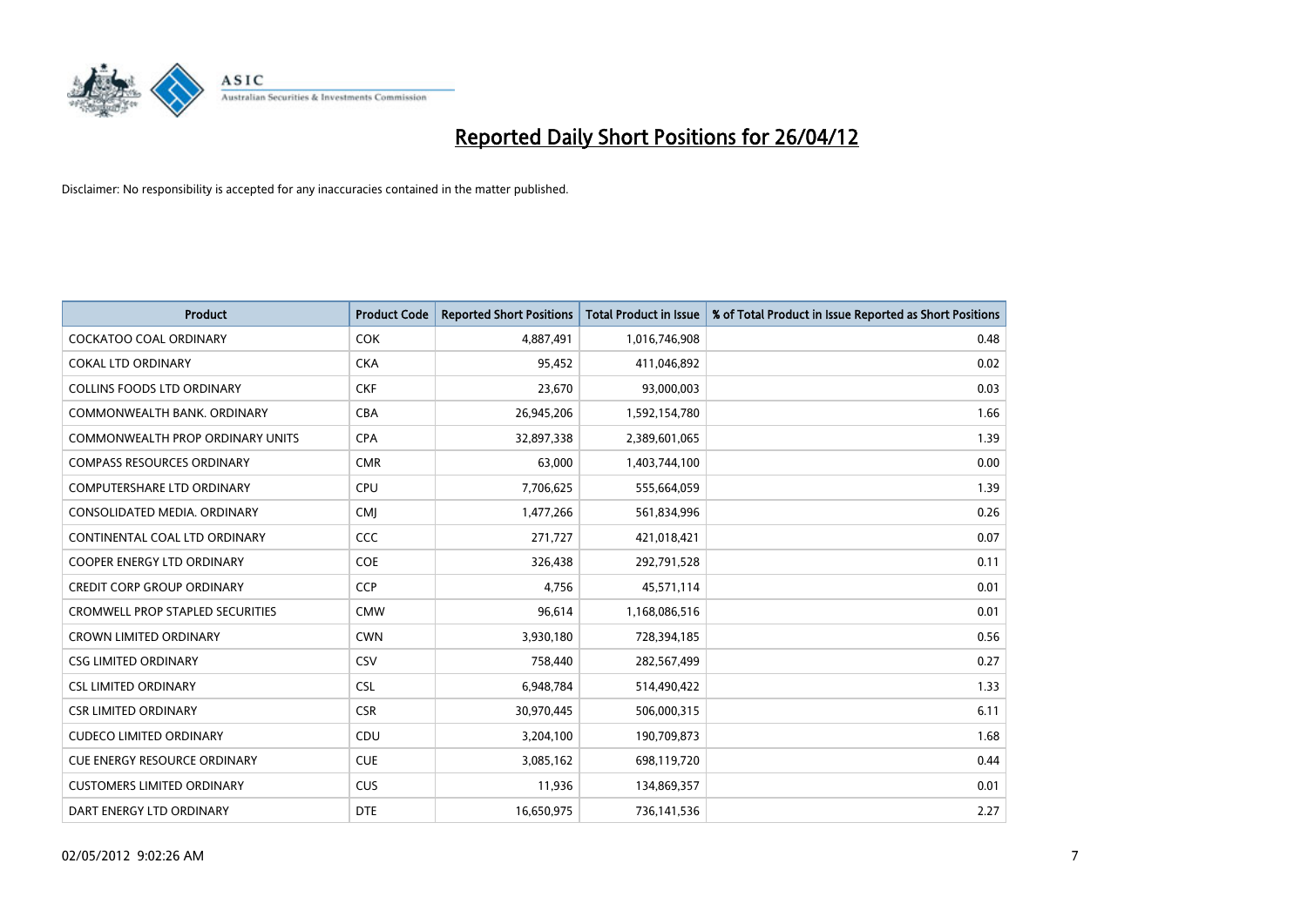# Reported Daily Short Positions for 26/04/12

Disclaimer: No responsibility is accepted for any inaccuracies contained in the matter published.

| Product | Product Code | Reported Short Positions | Total Product in Issue | % of Total Product in Issue Reported as Short Positions |
| --- | --- | --- | --- | --- |
| COCKATOO COAL ORDINARY | COK | 4,887,491 | 1,016,746,908 | 0.48 |
| COKAL LTD ORDINARY | CKA | 95,452 | 411,046,892 | 0.02 |
| COLLINS FOODS LTD ORDINARY | CKF | 23,670 | 93,000,003 | 0.03 |
| COMMONWEALTH BANK. ORDINARY | CBA | 26,945,206 | 1,592,154,780 | 1.66 |
| COMMONWEALTH PROP ORDINARY UNITS | CPA | 32,897,338 | 2,389,601,065 | 1.39 |
| COMPASS RESOURCES ORDINARY | CMR | 63,000 | 1,403,744,100 | 0.00 |
| COMPUTERSHARE LTD ORDINARY | CPU | 7,706,625 | 555,664,059 | 1.39 |
| CONSOLIDATED MEDIA. ORDINARY | CMJ | 1,477,266 | 561,834,996 | 0.26 |
| CONTINENTAL COAL LTD ORDINARY | CCC | 271,727 | 421,018,421 | 0.07 |
| COOPER ENERGY LTD ORDINARY | COE | 326,438 | 292,791,528 | 0.11 |
| CREDIT CORP GROUP ORDINARY | CCP | 4,756 | 45,571,114 | 0.01 |
| CROMWELL PROP STAPLED SECURITIES | CMW | 96,614 | 1,168,086,516 | 0.01 |
| CROWN LIMITED ORDINARY | CWN | 3,930,180 | 728,394,185 | 0.56 |
| CSG LIMITED ORDINARY | CSV | 758,440 | 282,567,499 | 0.27 |
| CSL LIMITED ORDINARY | CSL | 6,948,784 | 514,490,422 | 1.33 |
| CSR LIMITED ORDINARY | CSR | 30,970,445 | 506,000,315 | 6.11 |
| CUDECO LIMITED ORDINARY | CDU | 3,204,100 | 190,709,873 | 1.68 |
| CUE ENERGY RESOURCE ORDINARY | CUE | 3,085,162 | 698,119,720 | 0.44 |
| CUSTOMERS LIMITED ORDINARY | CUS | 11,936 | 134,869,357 | 0.01 |
| DART ENERGY LTD ORDINARY | DTE | 16,650,975 | 736,141,536 | 2.27 |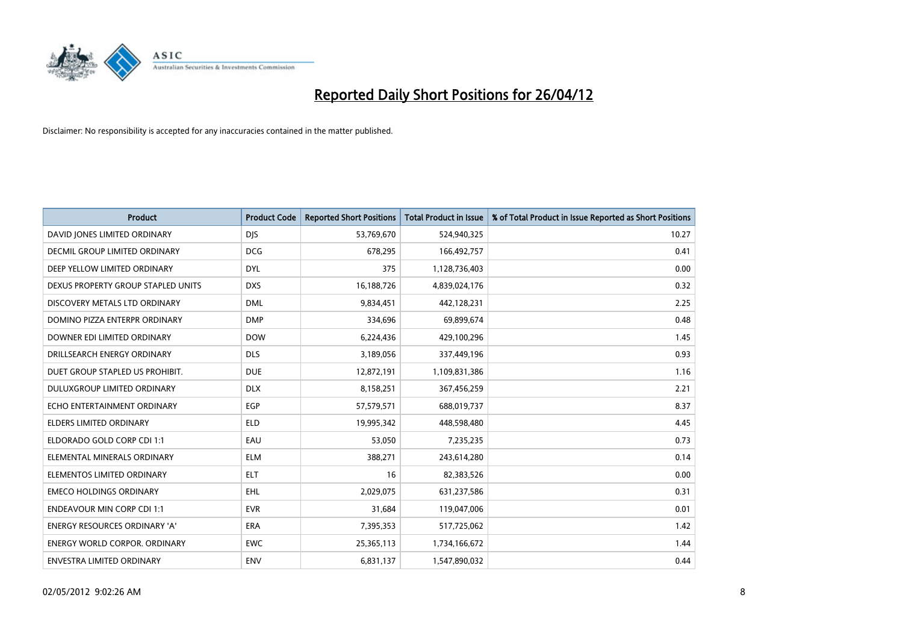# Reported Daily Short Positions for 26/04/12

Disclaimer: No responsibility is accepted for any inaccuracies contained in the matter published.

| Product | Product Code | Reported Short Positions | Total Product in Issue | % of Total Product in Issue Reported as Short Positions |
|---|---|---|---|---|
| DAVID JONES LIMITED ORDINARY | DJS | 53,769,670 | 524,940,325 | 10.27 |
| DECMIL GROUP LIMITED ORDINARY | DCG | 678,295 | 166,492,757 | 0.41 |
| DEEP YELLOW LIMITED ORDINARY | DYL | 375 | 1,128,736,403 | 0.00 |
| DEXUS PROPERTY GROUP STAPLED UNITS | DXS | 16,188,726 | 4,839,024,176 | 0.32 |
| DISCOVERY METALS LTD ORDINARY | DML | 9,834,451 | 442,128,231 | 2.25 |
| DOMINO PIZZA ENTERPR ORDINARY | DMP | 334,696 | 69,899,674 | 0.48 |
| DOWNER EDI LIMITED ORDINARY | DOW | 6,224,436 | 429,100,296 | 1.45 |
| DRILLSEARCH ENERGY ORDINARY | DLS | 3,189,056 | 337,449,196 | 0.93 |
| DUET GROUP STAPLED US PROHIBIT. | DUE | 12,872,191 | 1,109,831,386 | 1.16 |
| DULUXGROUP LIMITED ORDINARY | DLX | 8,158,251 | 367,456,259 | 2.21 |
| ECHO ENTERTAINMENT ORDINARY | EGP | 57,579,571 | 688,019,737 | 8.37 |
| ELDERS LIMITED ORDINARY | ELD | 19,995,342 | 448,598,480 | 4.45 |
| ELDORADO GOLD CORP CDI 1:1 | EAU | 53,050 | 7,235,235 | 0.73 |
| ELEMENTAL MINERALS ORDINARY | ELM | 388,271 | 243,614,280 | 0.14 |
| ELEMENTOS LIMITED ORDINARY | ELT | 16 | 82,383,526 | 0.00 |
| EMECO HOLDINGS ORDINARY | EHL | 2,029,075 | 631,237,586 | 0.31 |
| ENDEAVOUR MIN CORP CDI 1:1 | EVR | 31,684 | 119,047,006 | 0.01 |
| ENERGY RESOURCES ORDINARY 'A' | ERA | 7,395,353 | 517,725,062 | 1.42 |
| ENERGY WORLD CORPOR. ORDINARY | EWC | 25,365,113 | 1,734,166,672 | 1.44 |
| ENVESTRA LIMITED ORDINARY | ENV | 6,831,137 | 1,547,890,032 | 0.44 |

02/05/2012 9:02:26 AM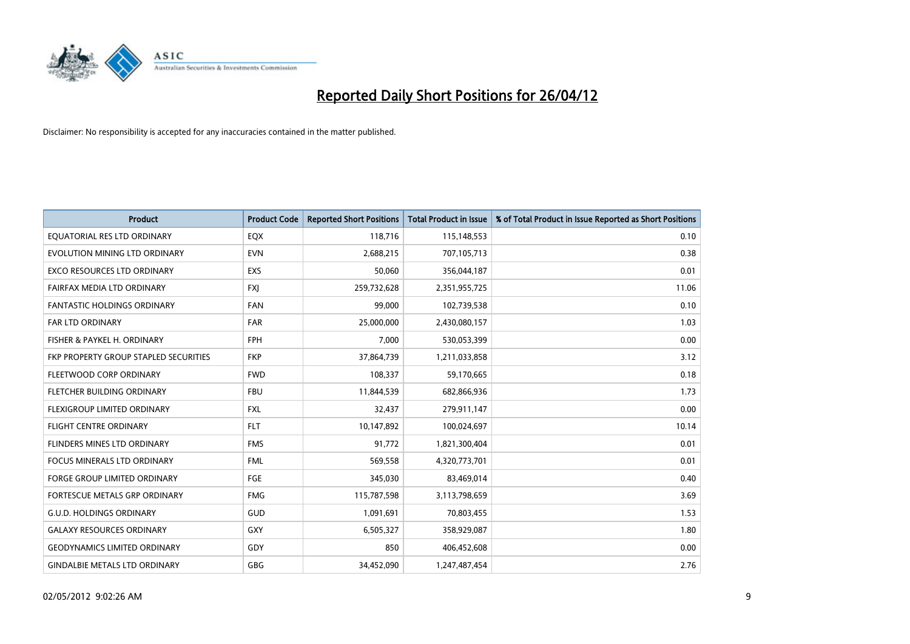# Reported Daily Short Positions for 26/04/12

Disclaimer: No responsibility is accepted for any inaccuracies contained in the matter published.

| Product | Product Code | Reported Short Positions | Total Product in Issue | % of Total Product in Issue Reported as Short Positions |
|---|---|---|---|---|
| EQUATORIAL RES LTD ORDINARY | EQX | 118,716 | 115,148,553 | 0.10 |
| EVOLUTION MINING LTD ORDINARY | EVN | 2,688,215 | 707,105,713 | 0.38 |
| EXCO RESOURCES LTD ORDINARY | EXS | 50,060 | 356,044,187 | 0.01 |
| FAIRFAX MEDIA LTD ORDINARY | FXJ | 259,732,628 | 2,351,955,725 | 11.06 |
| FANTASTIC HOLDINGS ORDINARY | FAN | 99,000 | 102,739,538 | 0.10 |
| FAR LTD ORDINARY | FAR | 25,000,000 | 2,430,080,157 | 1.03 |
| FISHER & PAYKEL H. ORDINARY | FPH | 7,000 | 530,053,399 | 0.00 |
| FKP PROPERTY GROUP STAPLED SECURITIES | FKP | 37,864,739 | 1,211,033,858 | 3.12 |
| FLEETWOOD CORP ORDINARY | FWD | 108,337 | 59,170,665 | 0.18 |
| FLETCHER BUILDING ORDINARY | FBU | 11,844,539 | 682,866,936 | 1.73 |
| FLEXIGROUP LIMITED ORDINARY | FXL | 32,437 | 279,911,147 | 0.00 |
| FLIGHT CENTRE ORDINARY | FLT | 10,147,892 | 100,024,697 | 10.14 |
| FLINDERS MINES LTD ORDINARY | FMS | 91,772 | 1,821,300,404 | 0.01 |
| FOCUS MINERALS LTD ORDINARY | FML | 569,558 | 4,320,773,701 | 0.01 |
| FORGE GROUP LIMITED ORDINARY | FGE | 345,030 | 83,469,014 | 0.40 |
| FORTESCUE METALS GRP ORDINARY | FMG | 115,787,598 | 3,113,798,659 | 3.69 |
| G.U.D. HOLDINGS ORDINARY | GUD | 1,091,691 | 70,803,455 | 1.53 |
| GALAXY RESOURCES ORDINARY | GXY | 6,505,327 | 358,929,087 | 1.80 |
| GEODYNAMICS LIMITED ORDINARY | GDY | 850 | 406,452,608 | 0.00 |
| GINDALBIE METALS LTD ORDINARY | GBG | 34,452,090 | 1,247,487,454 | 2.76 |

02/05/2012 9:02:26 AM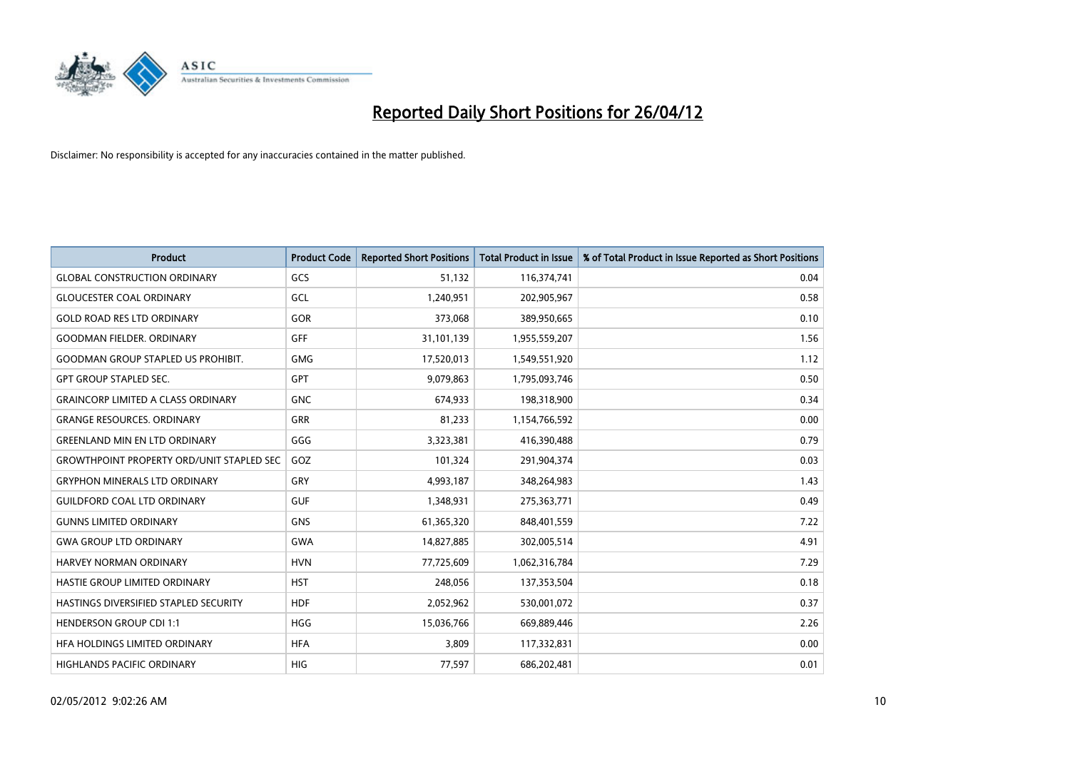# Reported Daily Short Positions for 26/04/12

Disclaimer: No responsibility is accepted for any inaccuracies contained in the matter published.

| Product | Product Code | Reported Short Positions | Total Product in Issue | % of Total Product in Issue Reported as Short Positions |
|---|---|---|---|---|
| GLOBAL CONSTRUCTION ORDINARY | GCS | 51,132 | 116,374,741 | 0.04 |
| GLOUCESTER COAL ORDINARY | GCL | 1,240,951 | 202,905,967 | 0.58 |
| GOLD ROAD RES LTD ORDINARY | GOR | 373,068 | 389,950,665 | 0.10 |
| GOODMAN FIELDER. ORDINARY | GFF | 31,101,139 | 1,955,559,207 | 1.56 |
| GOODMAN GROUP STAPLED US PROHIBIT. | GMG | 17,520,013 | 1,549,551,920 | 1.12 |
| GPT GROUP STAPLED SEC. | GPT | 9,079,863 | 1,795,093,746 | 0.50 |
| GRAINCORP LIMITED A CLASS ORDINARY | GNC | 674,933 | 198,318,900 | 0.34 |
| GRANGE RESOURCES. ORDINARY | GRR | 81,233 | 1,154,766,592 | 0.00 |
| GREENLAND MIN EN LTD ORDINARY | GGG | 3,323,381 | 416,390,488 | 0.79 |
| GROWTHPOINT PROPERTY ORD/UNIT STAPLED SEC | GOZ | 101,324 | 291,904,374 | 0.03 |
| GRYPHON MINERALS LTD ORDINARY | GRY | 4,993,187 | 348,264,983 | 1.43 |
| GUILDFORD COAL LTD ORDINARY | GUF | 1,348,931 | 275,363,771 | 0.49 |
| GUNNS LIMITED ORDINARY | GNS | 61,365,320 | 848,401,559 | 7.22 |
| GWA GROUP LTD ORDINARY | GWA | 14,827,885 | 302,005,514 | 4.91 |
| HARVEY NORMAN ORDINARY | HVN | 77,725,609 | 1,062,316,784 | 7.29 |
| HASTIE GROUP LIMITED ORDINARY | HST | 248,056 | 137,353,504 | 0.18 |
| HASTINGS DIVERSIFIED STAPLED SECURITY | HDF | 2,052,962 | 530,001,072 | 0.37 |
| HENDERSON GROUP CDI 1:1 | HGG | 15,036,766 | 669,889,446 | 2.26 |
| HFA HOLDINGS LIMITED ORDINARY | HFA | 3,809 | 117,332,831 | 0.00 |
| HIGHLANDS PACIFIC ORDINARY | HIG | 77,597 | 686,202,481 | 0.01 |

02/05/2012 9:02:26 AM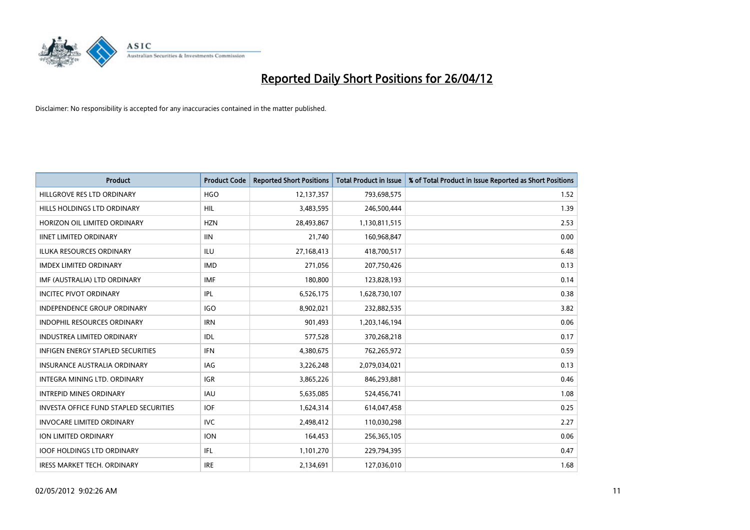# Reported Daily Short Positions for 26/04/12

Disclaimer: No responsibility is accepted for any inaccuracies contained in the matter published.

| Product | Product Code | Reported Short Positions | Total Product in Issue | % of Total Product in Issue Reported as Short Positions |
|---|---|---|---|---|
| HILLGROVE RES LTD ORDINARY | HGO | 12,137,357 | 793,698,575 | 1.52 |
| HILLS HOLDINGS LTD ORDINARY | HIL | 3,483,595 | 246,500,444 | 1.39 |
| HORIZON OIL LIMITED ORDINARY | HZN | 28,493,867 | 1,130,811,515 | 2.53 |
| IINET LIMITED ORDINARY | IIN | 21,740 | 160,968,847 | 0.00 |
| ILUKA RESOURCES ORDINARY | ILU | 27,168,413 | 418,700,517 | 6.48 |
| IMDEX LIMITED ORDINARY | IMD | 271,056 | 207,750,426 | 0.13 |
| IMF (AUSTRALIA) LTD ORDINARY | IMF | 180,800 | 123,828,193 | 0.14 |
| INCITEC PIVOT ORDINARY | IPL | 6,526,175 | 1,628,730,107 | 0.38 |
| INDEPENDENCE GROUP ORDINARY | IGO | 8,902,021 | 232,882,535 | 3.82 |
| INDOPHIL RESOURCES ORDINARY | IRN | 901,493 | 1,203,146,194 | 0.06 |
| INDUSTREA LIMITED ORDINARY | IDL | 577,528 | 370,268,218 | 0.17 |
| INFIGEN ENERGY STAPLED SECURITIES | IFN | 4,380,675 | 762,265,972 | 0.59 |
| INSURANCE AUSTRALIA ORDINARY | IAG | 3,226,248 | 2,079,034,021 | 0.13 |
| INTEGRA MINING LTD. ORDINARY | IGR | 3,865,226 | 846,293,881 | 0.46 |
| INTREPID MINES ORDINARY | IAU | 5,635,085 | 524,456,741 | 1.08 |
| INVESTA OFFICE FUND STAPLED SECURITIES | IOF | 1,624,314 | 614,047,458 | 0.25 |
| INVOCARE LIMITED ORDINARY | IVC | 2,498,412 | 110,030,298 | 2.27 |
| ION LIMITED ORDINARY | ION | 164,453 | 256,365,105 | 0.06 |
| IOOF HOLDINGS LTD ORDINARY | IFL | 1,101,270 | 229,794,395 | 0.47 |
| IRESS MARKET TECH. ORDINARY | IRE | 2,134,691 | 127,036,010 | 1.68 |

02/05/2012 9:02:26 AM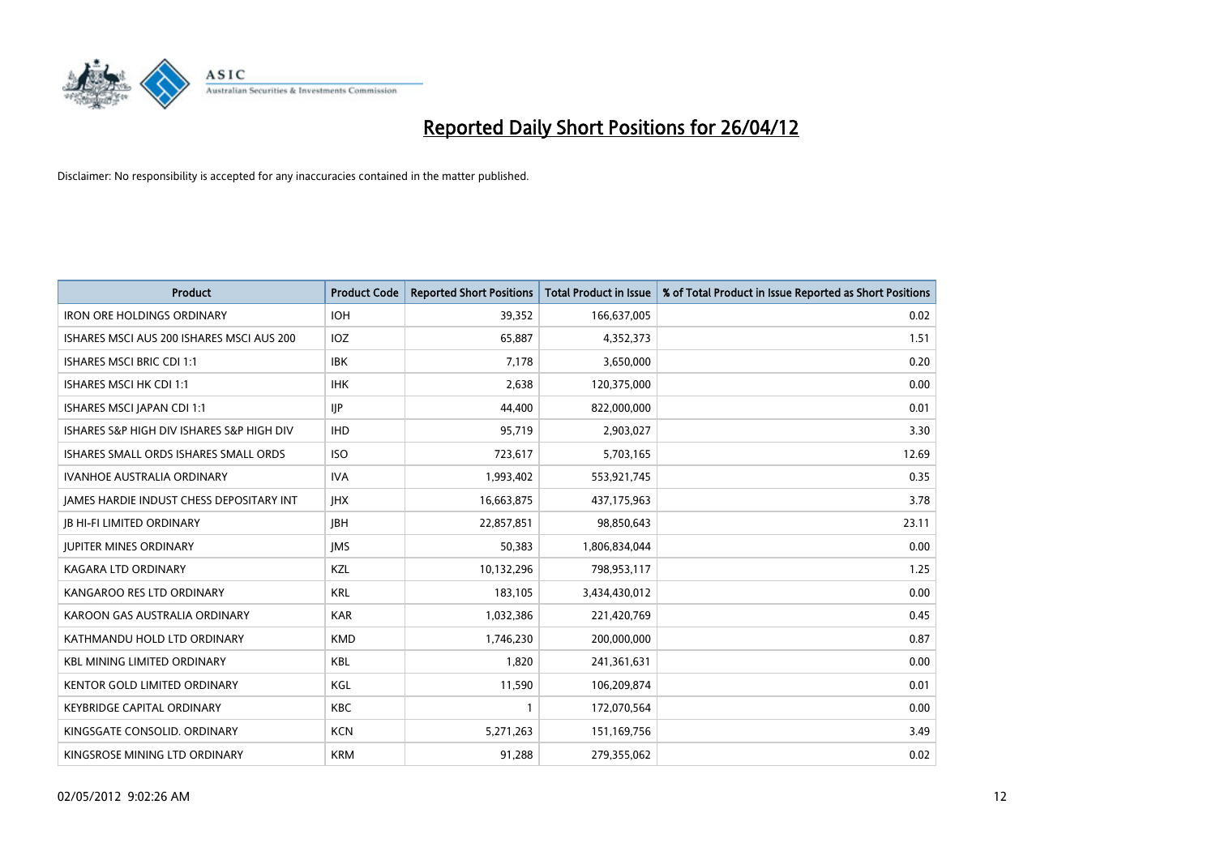# Reported Daily Short Positions for 26/04/12

Disclaimer: No responsibility is accepted for any inaccuracies contained in the matter published.

| Product | Product Code | Reported Short Positions | Total Product in Issue | % of Total Product in Issue Reported as Short Positions |
|---|---|---|---|---|
| IRON ORE HOLDINGS ORDINARY | IOH | 39,352 | 166,637,005 | 0.02 |
| ISHARES MSCI AUS 200 ISHARES MSCI AUS 200 | IOZ | 65,887 | 4,352,373 | 1.51 |
| ISHARES MSCI BRIC CDI 1:1 | IBK | 7,178 | 3,650,000 | 0.20 |
| ISHARES MSCI HK CDI 1:1 | IHK | 2,638 | 120,375,000 | 0.00 |
| ISHARES MSCI JAPAN CDI 1:1 | IJP | 44,400 | 822,000,000 | 0.01 |
| ISHARES S&P HIGH DIV ISHARES S&P HIGH DIV | IHD | 95,719 | 2,903,027 | 3.30 |
| ISHARES SMALL ORDS ISHARES SMALL ORDS | ISO | 723,617 | 5,703,165 | 12.69 |
| IVANHOE AUSTRALIA ORDINARY | IVA | 1,993,402 | 553,921,745 | 0.35 |
| JAMES HARDIE INDUST CHESS DEPOSITARY INT | JHX | 16,663,875 | 437,175,963 | 3.78 |
| JB HI-FI LIMITED ORDINARY | JBH | 22,857,851 | 98,850,643 | 23.11 |
| JUPITER MINES ORDINARY | JMS | 50,383 | 1,806,834,044 | 0.00 |
| KAGARA LTD ORDINARY | KZL | 10,132,296 | 798,953,117 | 1.25 |
| KANGAROO RES LTD ORDINARY | KRL | 183,105 | 3,434,430,012 | 0.00 |
| KAROON GAS AUSTRALIA ORDINARY | KAR | 1,032,386 | 221,420,769 | 0.45 |
| KATHMANDU HOLD LTD ORDINARY | KMD | 1,746,230 | 200,000,000 | 0.87 |
| KBL MINING LIMITED ORDINARY | KBL | 1,820 | 241,361,631 | 0.00 |
| KENTOR GOLD LIMITED ORDINARY | KGL | 11,590 | 106,209,874 | 0.01 |
| KEYBRIDGE CAPITAL ORDINARY | KBC | 1 | 172,070,564 | 0.00 |
| KINGSGATE CONSOLID. ORDINARY | KCN | 5,271,263 | 151,169,756 | 3.49 |
| KINGSROSE MINING LTD ORDINARY | KRM | 91,288 | 279,355,062 | 0.02 |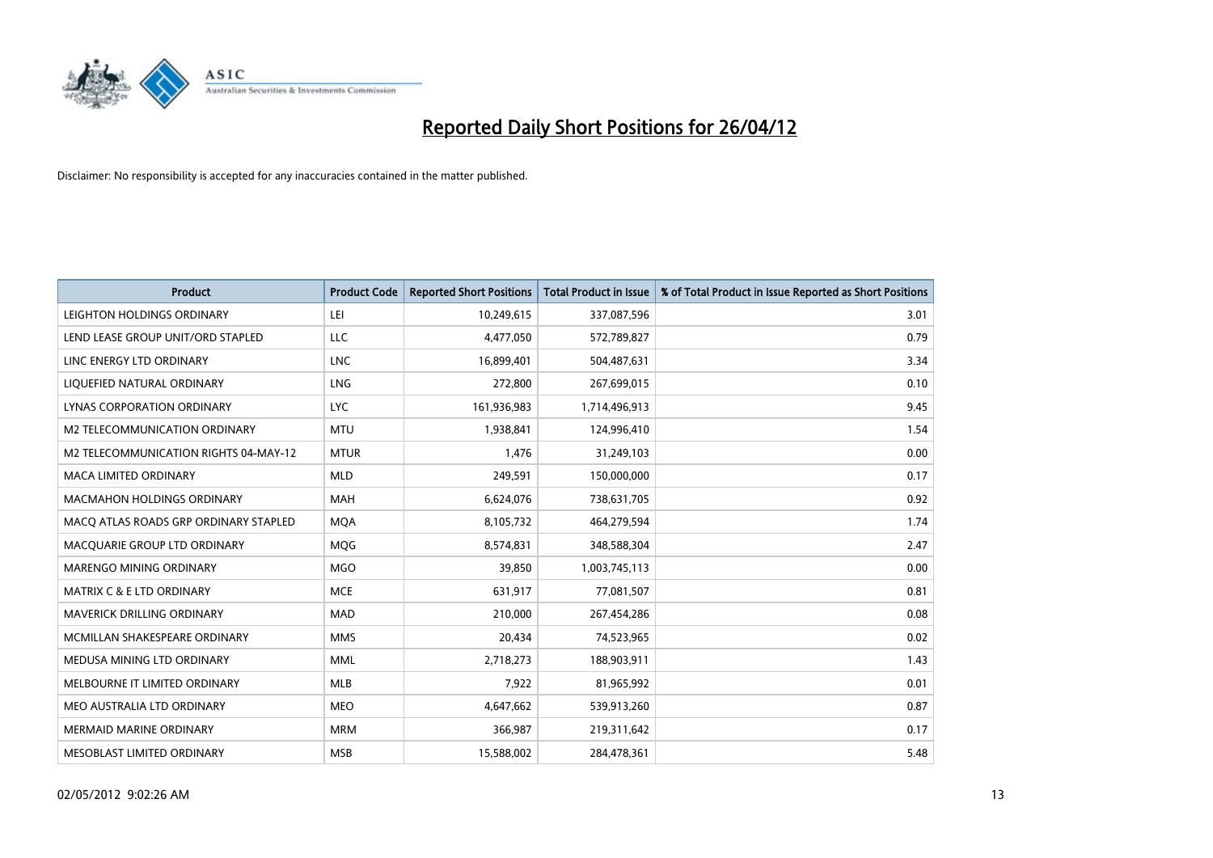# Reported Daily Short Positions for 26/04/12

Disclaimer: No responsibility is accepted for any inaccuracies contained in the matter published.

| Product | Product Code | Reported Short Positions | Total Product in Issue | % of Total Product in Issue Reported as Short Positions |
|---|---|---|---|---|
| LEIGHTON HOLDINGS ORDINARY | LEI | 10,249,615 | 337,087,596 | 3.01 |
| LEND LEASE GROUP UNIT/ORD STAPLED | LLC | 4,477,050 | 572,789,827 | 0.79 |
| LINC ENERGY LTD ORDINARY | LNC | 16,899,401 | 504,487,631 | 3.34 |
| LIQUEFIED NATURAL ORDINARY | LNG | 272,800 | 267,699,015 | 0.10 |
| LYNAS CORPORATION ORDINARY | LYC | 161,936,983 | 1,714,496,913 | 9.45 |
| M2 TELECOMMUNICATION ORDINARY | MTU | 1,938,841 | 124,996,410 | 1.54 |
| M2 TELECOMMUNICATION RIGHTS 04-MAY-12 | MTUR | 1,476 | 31,249,103 | 0.00 |
| MACA LIMITED ORDINARY | MLD | 249,591 | 150,000,000 | 0.17 |
| MACMAHON HOLDINGS ORDINARY | MAH | 6,624,076 | 738,631,705 | 0.92 |
| MACQ ATLAS ROADS GRP ORDINARY STAPLED | MQA | 8,105,732 | 464,279,594 | 1.74 |
| MACQUARIE GROUP LTD ORDINARY | MQG | 8,574,831 | 348,588,304 | 2.47 |
| MARENGO MINING ORDINARY | MGO | 39,850 | 1,003,745,113 | 0.00 |
| MATRIX C & E LTD ORDINARY | MCE | 631,917 | 77,081,507 | 0.81 |
| MAVERICK DRILLING ORDINARY | MAD | 210,000 | 267,454,286 | 0.08 |
| MCMILLAN SHAKESPEARE ORDINARY | MMS | 20,434 | 74,523,965 | 0.02 |
| MEDUSA MINING LTD ORDINARY | MML | 2,718,273 | 188,903,911 | 1.43 |
| MELBOURNE IT LIMITED ORDINARY | MLB | 7,922 | 81,965,992 | 0.01 |
| MEO AUSTRALIA LTD ORDINARY | MEO | 4,647,662 | 539,913,260 | 0.87 |
| MERMAID MARINE ORDINARY | MRM | 366,987 | 219,311,642 | 0.17 |
| MESOBLAST LIMITED ORDINARY | MSB | 15,588,002 | 284,478,361 | 5.48 |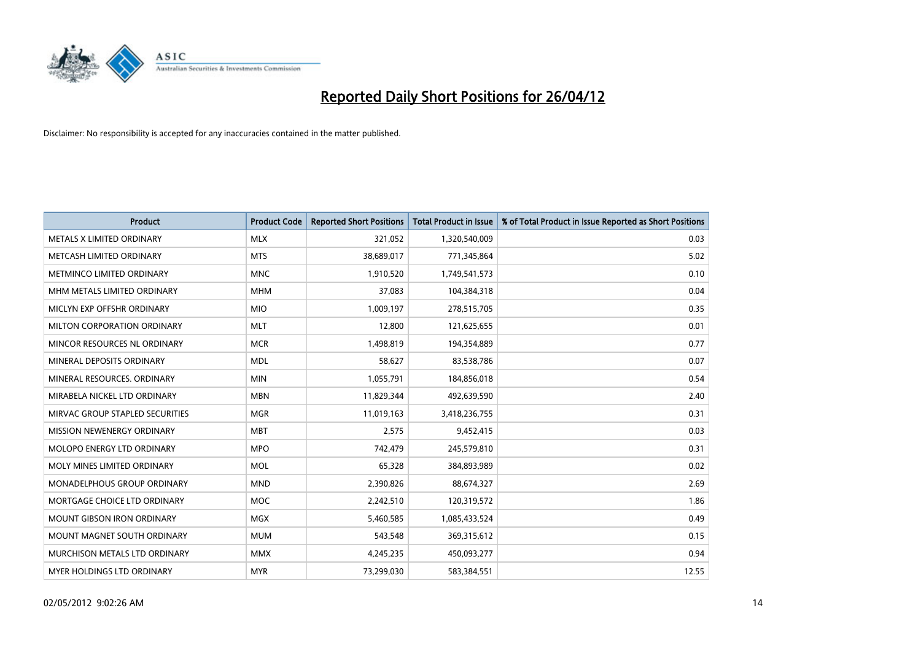# Reported Daily Short Positions for 26/04/12

Disclaimer: No responsibility is accepted for any inaccuracies contained in the matter published.

| Product | Product Code | Reported Short Positions | Total Product in Issue | % of Total Product in Issue Reported as Short Positions |
|---|---|---|---|---|
| METALS X LIMITED ORDINARY | MLX | 321,052 | 1,320,540,009 | 0.03 |
| METCASH LIMITED ORDINARY | MTS | 38,689,017 | 771,345,864 | 5.02 |
| METMINCO LIMITED ORDINARY | MNC | 1,910,520 | 1,749,541,573 | 0.10 |
| MHM METALS LIMITED ORDINARY | MHM | 37,083 | 104,384,318 | 0.04 |
| MICLYN EXP OFFSHR ORDINARY | MIO | 1,009,197 | 278,515,705 | 0.35 |
| MILTON CORPORATION ORDINARY | MLT | 12,800 | 121,625,655 | 0.01 |
| MINCOR RESOURCES NL ORDINARY | MCR | 1,498,819 | 194,354,889 | 0.77 |
| MINERAL DEPOSITS ORDINARY | MDL | 58,627 | 83,538,786 | 0.07 |
| MINERAL RESOURCES. ORDINARY | MIN | 1,055,791 | 184,856,018 | 0.54 |
| MIRABELA NICKEL LTD ORDINARY | MBN | 11,829,344 | 492,639,590 | 2.40 |
| MIRVAC GROUP STAPLED SECURITIES | MGR | 11,019,163 | 3,418,236,755 | 0.31 |
| MISSION NEWENERGY ORDINARY | MBT | 2,575 | 9,452,415 | 0.03 |
| MOLOPO ENERGY LTD ORDINARY | MPO | 742,479 | 245,579,810 | 0.31 |
| MOLY MINES LIMITED ORDINARY | MOL | 65,328 | 384,893,989 | 0.02 |
| MONADELPHOUS GROUP ORDINARY | MND | 2,390,826 | 88,674,327 | 2.69 |
| MORTGAGE CHOICE LTD ORDINARY | MOC | 2,242,510 | 120,319,572 | 1.86 |
| MOUNT GIBSON IRON ORDINARY | MGX | 5,460,585 | 1,085,433,524 | 0.49 |
| MOUNT MAGNET SOUTH ORDINARY | MUM | 543,548 | 369,315,612 | 0.15 |
| MURCHISON METALS LTD ORDINARY | MMX | 4,245,235 | 450,093,277 | 0.94 |
| MYER HOLDINGS LTD ORDINARY | MYR | 73,299,030 | 583,384,551 | 12.55 |

02/05/2012 9:02:26 AM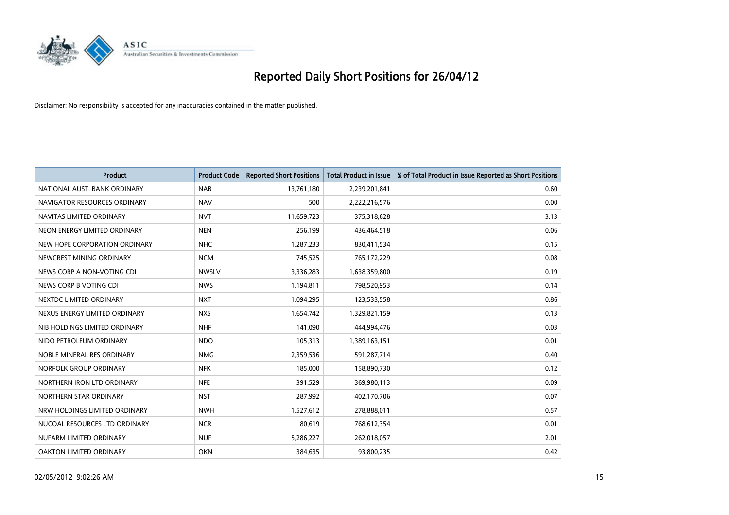# Reported Daily Short Positions for 26/04/12

Disclaimer: No responsibility is accepted for any inaccuracies contained in the matter published.

| Product | Product Code | Reported Short Positions | Total Product in Issue | % of Total Product in Issue Reported as Short Positions |
|---|---|---|---|---|
| NATIONAL AUST. BANK ORDINARY | NAB | 13,761,180 | 2,239,201,841 | 0.60 |
| NAVIGATOR RESOURCES ORDINARY | NAV | 500 | 2,222,216,576 | 0.00 |
| NAVITAS LIMITED ORDINARY | NVT | 11,659,723 | 375,318,628 | 3.13 |
| NEON ENERGY LIMITED ORDINARY | NEN | 256,199 | 436,464,518 | 0.06 |
| NEW HOPE CORPORATION ORDINARY | NHC | 1,287,233 | 830,411,534 | 0.15 |
| NEWCREST MINING ORDINARY | NCM | 745,525 | 765,172,229 | 0.08 |
| NEWS CORP A NON-VOTING CDI | NWSLV | 3,336,283 | 1,638,359,800 | 0.19 |
| NEWS CORP B VOTING CDI | NWS | 1,194,811 | 798,520,953 | 0.14 |
| NEXTDC LIMITED ORDINARY | NXT | 1,094,295 | 123,533,558 | 0.86 |
| NEXUS ENERGY LIMITED ORDINARY | NXS | 1,654,742 | 1,329,821,159 | 0.13 |
| NIB HOLDINGS LIMITED ORDINARY | NHF | 141,090 | 444,994,476 | 0.03 |
| NIDO PETROLEUM ORDINARY | NDO | 105,313 | 1,389,163,151 | 0.01 |
| NOBLE MINERAL RES ORDINARY | NMG | 2,359,536 | 591,287,714 | 0.40 |
| NORFOLK GROUP ORDINARY | NFK | 185,000 | 158,890,730 | 0.12 |
| NORTHERN IRON LTD ORDINARY | NFE | 391,529 | 369,980,113 | 0.09 |
| NORTHERN STAR ORDINARY | NST | 287,992 | 402,170,706 | 0.07 |
| NRW HOLDINGS LIMITED ORDINARY | NWH | 1,527,612 | 278,888,011 | 0.57 |
| NUCOAL RESOURCES LTD ORDINARY | NCR | 80,619 | 768,612,354 | 0.01 |
| NUFARM LIMITED ORDINARY | NUF | 5,286,227 | 262,018,057 | 2.01 |
| OAKTON LIMITED ORDINARY | OKN | 384,635 | 93,800,235 | 0.42 |

02/05/2012 9:02:26 AM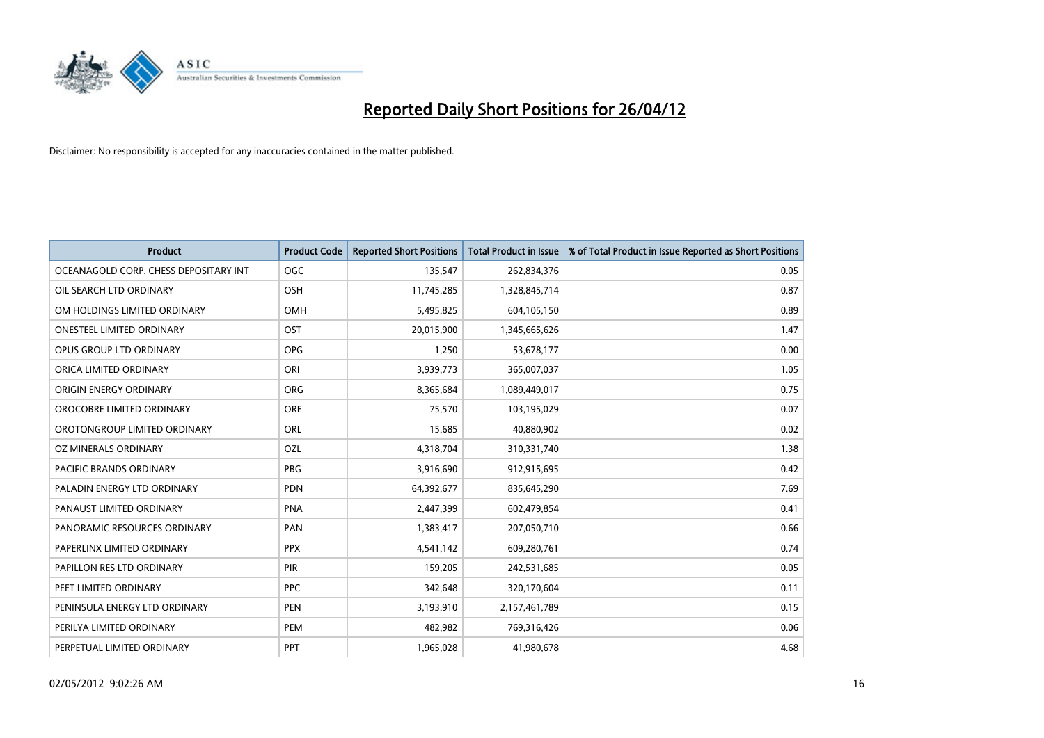# Reported Daily Short Positions for 26/04/12

Disclaimer: No responsibility is accepted for any inaccuracies contained in the matter published.

| Product | Product Code | Reported Short Positions | Total Product in Issue | % of Total Product in Issue Reported as Short Positions |
|---|---|---|---|---|
| OCEANAGOLD CORP. CHESS DEPOSITARY INT | OGC | 135,547 | 262,834,376 | 0.05 |
| OIL SEARCH LTD ORDINARY | OSH | 11,745,285 | 1,328,845,714 | 0.87 |
| OM HOLDINGS LIMITED ORDINARY | OMH | 5,495,825 | 604,105,150 | 0.89 |
| ONESTEEL LIMITED ORDINARY | OST | 20,015,900 | 1,345,665,626 | 1.47 |
| OPUS GROUP LTD ORDINARY | OPG | 1,250 | 53,678,177 | 0.00 |
| ORICA LIMITED ORDINARY | ORI | 3,939,773 | 365,007,037 | 1.05 |
| ORIGIN ENERGY ORDINARY | ORG | 8,365,684 | 1,089,449,017 | 0.75 |
| OROCOBRE LIMITED ORDINARY | ORE | 75,570 | 103,195,029 | 0.07 |
| OROTONGROUP LIMITED ORDINARY | ORL | 15,685 | 40,880,902 | 0.02 |
| OZ MINERALS ORDINARY | OZL | 4,318,704 | 310,331,740 | 1.38 |
| PACIFIC BRANDS ORDINARY | PBG | 3,916,690 | 912,915,695 | 0.42 |
| PALADIN ENERGY LTD ORDINARY | PDN | 64,392,677 | 835,645,290 | 7.69 |
| PANAUST LIMITED ORDINARY | PNA | 2,447,399 | 602,479,854 | 0.41 |
| PANORAMIC RESOURCES ORDINARY | PAN | 1,383,417 | 207,050,710 | 0.66 |
| PAPERLINX LIMITED ORDINARY | PPX | 4,541,142 | 609,280,761 | 0.74 |
| PAPILLON RES LTD ORDINARY | PIR | 159,205 | 242,531,685 | 0.05 |
| PEET LIMITED ORDINARY | PPC | 342,648 | 320,170,604 | 0.11 |
| PENINSULA ENERGY LTD ORDINARY | PEN | 3,193,910 | 2,157,461,789 | 0.15 |
| PERILYA LIMITED ORDINARY | PEM | 482,982 | 769,316,426 | 0.06 |
| PERPETUAL LIMITED ORDINARY | PPT | 1,965,028 | 41,980,678 | 4.68 |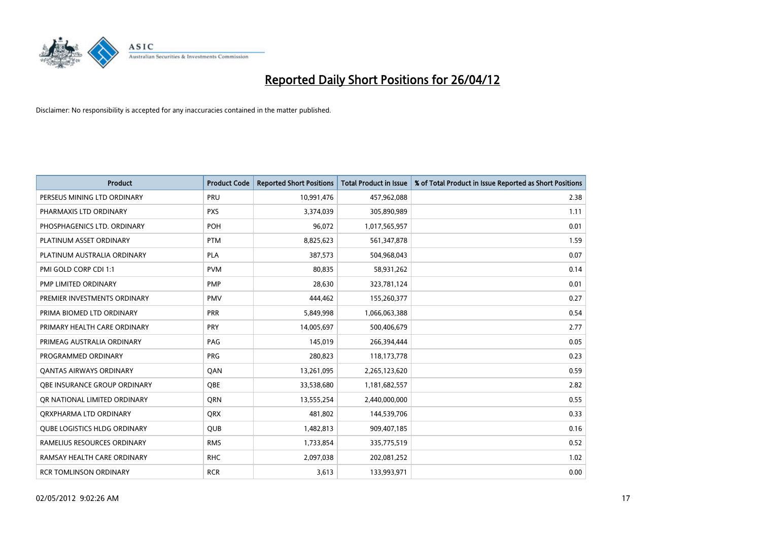# Reported Daily Short Positions for 26/04/12

Disclaimer: No responsibility is accepted for any inaccuracies contained in the matter published.

| Product | Product Code | Reported Short Positions | Total Product in Issue | % of Total Product in Issue Reported as Short Positions |
|---|---|---|---|---|
| PERSEUS MINING LTD ORDINARY | PRU | 10,991,476 | 457,962,088 | 2.38 |
| PHARMAXIS LTD ORDINARY | PXS | 3,374,039 | 305,890,989 | 1.11 |
| PHOSPHAGENICS LTD. ORDINARY | POH | 96,072 | 1,017,565,957 | 0.01 |
| PLATINUM ASSET ORDINARY | PTM | 8,825,623 | 561,347,878 | 1.59 |
| PLATINUM AUSTRALIA ORDINARY | PLA | 387,573 | 504,968,043 | 0.07 |
| PMI GOLD CORP CDI 1:1 | PVM | 80,835 | 58,931,262 | 0.14 |
| PMP LIMITED ORDINARY | PMP | 28,630 | 323,781,124 | 0.01 |
| PREMIER INVESTMENTS ORDINARY | PMV | 444,462 | 155,260,377 | 0.27 |
| PRIMA BIOMED LTD ORDINARY | PRR | 5,849,998 | 1,066,063,388 | 0.54 |
| PRIMARY HEALTH CARE ORDINARY | PRY | 14,005,697 | 500,406,679 | 2.77 |
| PRIMEAG AUSTRALIA ORDINARY | PAG | 145,019 | 266,394,444 | 0.05 |
| PROGRAMMED ORDINARY | PRG | 280,823 | 118,173,778 | 0.23 |
| QANTAS AIRWAYS ORDINARY | QAN | 13,261,095 | 2,265,123,620 | 0.59 |
| QBE INSURANCE GROUP ORDINARY | QBE | 33,538,680 | 1,181,682,557 | 2.82 |
| QR NATIONAL LIMITED ORDINARY | QRN | 13,555,254 | 2,440,000,000 | 0.55 |
| QRXPHARMA LTD ORDINARY | QRX | 481,802 | 144,539,706 | 0.33 |
| QUBE LOGISTICS HLDG ORDINARY | QUB | 1,482,813 | 909,407,185 | 0.16 |
| RAMELIUS RESOURCES ORDINARY | RMS | 1,733,854 | 335,775,519 | 0.52 |
| RAMSAY HEALTH CARE ORDINARY | RHC | 2,097,038 | 202,081,252 | 1.02 |
| RCR TOMLINSON ORDINARY | RCR | 3,613 | 133,993,971 | 0.00 |

02/05/2012 9:02:26 AM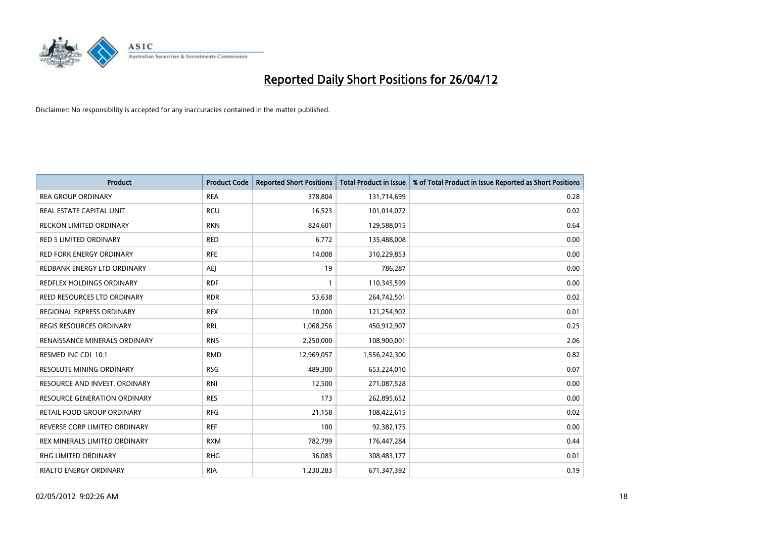# Reported Daily Short Positions for 26/04/12

Disclaimer: No responsibility is accepted for any inaccuracies contained in the matter published.

| Product | Product Code | Reported Short Positions | Total Product in Issue | % of Total Product in Issue Reported as Short Positions |
|---|---|---|---|---|
| REA GROUP ORDINARY | REA | 378,804 | 131,714,699 | 0.28 |
| REAL ESTATE CAPITAL UNIT | RCU | 16,523 | 101,014,072 | 0.02 |
| RECKON LIMITED ORDINARY | RKN | 824,601 | 129,588,015 | 0.64 |
| RED 5 LIMITED ORDINARY | RED | 6,772 | 135,488,008 | 0.00 |
| RED FORK ENERGY ORDINARY | RFE | 14,008 | 310,229,853 | 0.00 |
| REDBANK ENERGY LTD ORDINARY | AEJ | 19 | 786,287 | 0.00 |
| REDFLEX HOLDINGS ORDINARY | RDF | 1 | 110,345,599 | 0.00 |
| REED RESOURCES LTD ORDINARY | RDR | 53,638 | 264,742,501 | 0.02 |
| REGIONAL EXPRESS ORDINARY | REX | 10,000 | 121,254,902 | 0.01 |
| REGIS RESOURCES ORDINARY | RRL | 1,068,256 | 450,912,907 | 0.25 |
| RENAISSANCE MINERALS ORDINARY | RNS | 2,250,000 | 108,900,001 | 2.06 |
| RESMED INC CDI 10:1 | RMD | 12,969,057 | 1,556,242,300 | 0.82 |
| RESOLUTE MINING ORDINARY | RSG | 489,300 | 653,224,010 | 0.07 |
| RESOURCE AND INVEST. ORDINARY | RNI | 12,500 | 271,087,528 | 0.00 |
| RESOURCE GENERATION ORDINARY | RES | 173 | 262,895,652 | 0.00 |
| RETAIL FOOD GROUP ORDINARY | RFG | 21,158 | 108,422,615 | 0.02 |
| REVERSE CORP LIMITED ORDINARY | REF | 100 | 92,382,175 | 0.00 |
| REX MINERALS LIMITED ORDINARY | RXM | 782,799 | 176,447,284 | 0.44 |
| RHG LIMITED ORDINARY | RHG | 36,083 | 308,483,177 | 0.01 |
| RIALTO ENERGY ORDINARY | RIA | 1,230,283 | 671,347,392 | 0.19 |

02/05/2012 9:02:26 AM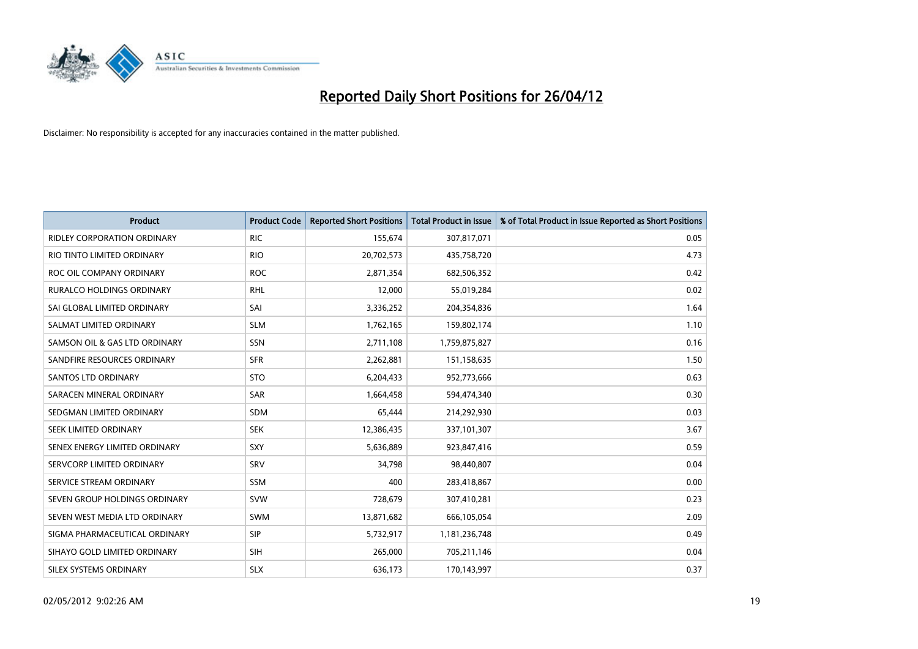# Reported Daily Short Positions for 26/04/12

Disclaimer: No responsibility is accepted for any inaccuracies contained in the matter published.

| Product | Product Code | Reported Short Positions | Total Product in Issue | % of Total Product in Issue Reported as Short Positions |
|---|---|---|---|---|
| RIDLEY CORPORATION ORDINARY | RIC | 155,674 | 307,817,071 | 0.05 |
| RIO TINTO LIMITED ORDINARY | RIO | 20,702,573 | 435,758,720 | 4.73 |
| ROC OIL COMPANY ORDINARY | ROC | 2,871,354 | 682,506,352 | 0.42 |
| RURALCO HOLDINGS ORDINARY | RHL | 12,000 | 55,019,284 | 0.02 |
| SAI GLOBAL LIMITED ORDINARY | SAI | 3,336,252 | 204,354,836 | 1.64 |
| SALMAT LIMITED ORDINARY | SLM | 1,762,165 | 159,802,174 | 1.10 |
| SAMSON OIL & GAS LTD ORDINARY | SSN | 2,711,108 | 1,759,875,827 | 0.16 |
| SANDFIRE RESOURCES ORDINARY | SFR | 2,262,881 | 151,158,635 | 1.50 |
| SANTOS LTD ORDINARY | STO | 6,204,433 | 952,773,666 | 0.63 |
| SARACEN MINERAL ORDINARY | SAR | 1,664,458 | 594,474,340 | 0.30 |
| SEDGMAN LIMITED ORDINARY | SDM | 65,444 | 214,292,930 | 0.03 |
| SEEK LIMITED ORDINARY | SEK | 12,386,435 | 337,101,307 | 3.67 |
| SENEX ENERGY LIMITED ORDINARY | SXY | 5,636,889 | 923,847,416 | 0.59 |
| SERVCORP LIMITED ORDINARY | SRV | 34,798 | 98,440,807 | 0.04 |
| SERVICE STREAM ORDINARY | SSM | 400 | 283,418,867 | 0.00 |
| SEVEN GROUP HOLDINGS ORDINARY | SVW | 728,679 | 307,410,281 | 0.23 |
| SEVEN WEST MEDIA LTD ORDINARY | SWM | 13,871,682 | 666,105,054 | 2.09 |
| SIGMA PHARMACEUTICAL ORDINARY | SIP | 5,732,917 | 1,181,236,748 | 0.49 |
| SIHAYO GOLD LIMITED ORDINARY | SIH | 265,000 | 705,211,146 | 0.04 |
| SILEX SYSTEMS ORDINARY | SLX | 636,173 | 170,143,997 | 0.37 |

02/05/2012 9:02:26 AM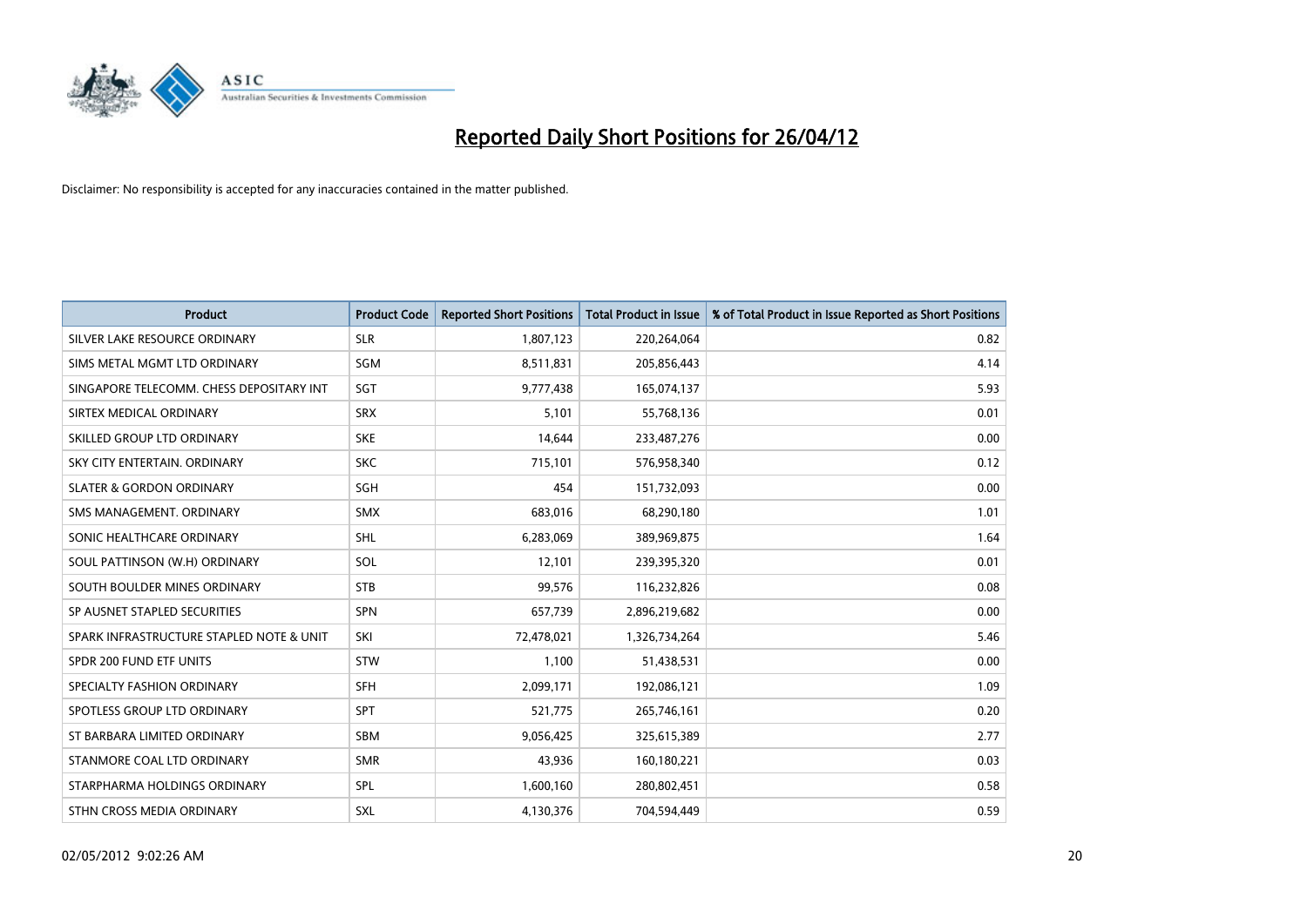# Reported Daily Short Positions for 26/04/12

Disclaimer: No responsibility is accepted for any inaccuracies contained in the matter published.

| Product | Product Code | Reported Short Positions | Total Product in Issue | % of Total Product in Issue Reported as Short Positions |
|---|---|---|---|---|
| SILVER LAKE RESOURCE ORDINARY | SLR | 1,807,123 | 220,264,064 | 0.82 |
| SIMS METAL MGMT LTD ORDINARY | SGM | 8,511,831 | 205,856,443 | 4.14 |
| SINGAPORE TELECOMM. CHESS DEPOSITARY INT | SGT | 9,777,438 | 165,074,137 | 5.93 |
| SIRTEX MEDICAL ORDINARY | SRX | 5,101 | 55,768,136 | 0.01 |
| SKILLED GROUP LTD ORDINARY | SKE | 14,644 | 233,487,276 | 0.00 |
| SKY CITY ENTERTAIN. ORDINARY | SKC | 715,101 | 576,958,340 | 0.12 |
| SLATER & GORDON ORDINARY | SGH | 454 | 151,732,093 | 0.00 |
| SMS MANAGEMENT. ORDINARY | SMX | 683,016 | 68,290,180 | 1.01 |
| SONIC HEALTHCARE ORDINARY | SHL | 6,283,069 | 389,969,875 | 1.64 |
| SOUL PATTINSON (W.H) ORDINARY | SOL | 12,101 | 239,395,320 | 0.01 |
| SOUTH BOULDER MINES ORDINARY | STB | 99,576 | 116,232,826 | 0.08 |
| SP AUSNET STAPLED SECURITIES | SPN | 657,739 | 2,896,219,682 | 0.00 |
| SPARK INFRASTRUCTURE STAPLED NOTE & UNIT | SKI | 72,478,021 | 1,326,734,264 | 5.46 |
| SPDR 200 FUND ETF UNITS | STW | 1,100 | 51,438,531 | 0.00 |
| SPECIALTY FASHION ORDINARY | SFH | 2,099,171 | 192,086,121 | 1.09 |
| SPOTLESS GROUP LTD ORDINARY | SPT | 521,775 | 265,746,161 | 0.20 |
| ST BARBARA LIMITED ORDINARY | SBM | 9,056,425 | 325,615,389 | 2.77 |
| STANMORE COAL LTD ORDINARY | SMR | 43,936 | 160,180,221 | 0.03 |
| STARPHARMA HOLDINGS ORDINARY | SPL | 1,600,160 | 280,802,451 | 0.58 |
| STHN CROSS MEDIA ORDINARY | SXL | 4,130,376 | 704,594,449 | 0.59 |

02/05/2012 9:02:26 AM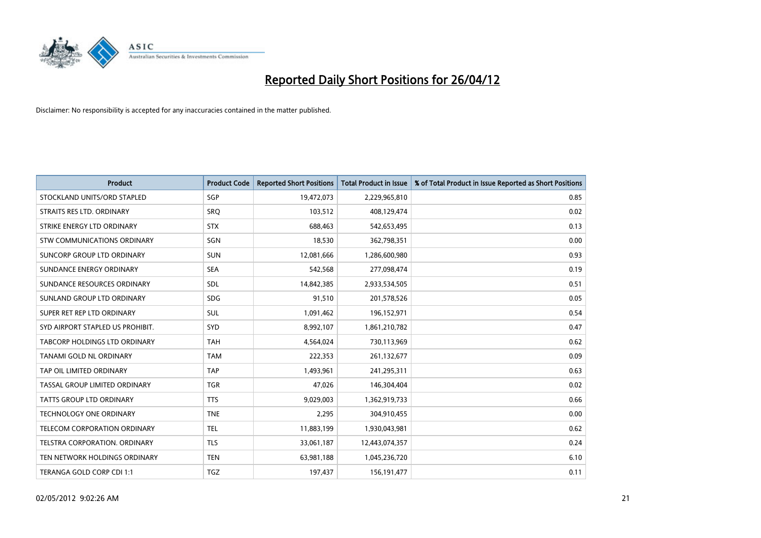# Reported Daily Short Positions for 26/04/12

Disclaimer: No responsibility is accepted for any inaccuracies contained in the matter published.

| Product | Product Code | Reported Short Positions | Total Product in Issue | % of Total Product in Issue Reported as Short Positions |
|---|---|---|---|---|
| STOCKLAND UNITS/ORD STAPLED | SGP | 19,472,073 | 2,229,965,810 | 0.85 |
| STRAITS RES LTD. ORDINARY | SRQ | 103,512 | 408,129,474 | 0.02 |
| STRIKE ENERGY LTD ORDINARY | STX | 688,463 | 542,653,495 | 0.13 |
| STW COMMUNICATIONS ORDINARY | SGN | 18,530 | 362,798,351 | 0.00 |
| SUNCORP GROUP LTD ORDINARY | SUN | 12,081,666 | 1,286,600,980 | 0.93 |
| SUNDANCE ENERGY ORDINARY | SEA | 542,568 | 277,098,474 | 0.19 |
| SUNDANCE RESOURCES ORDINARY | SDL | 14,842,385 | 2,933,534,505 | 0.51 |
| SUNLAND GROUP LTD ORDINARY | SDG | 91,510 | 201,578,526 | 0.05 |
| SUPER RET REP LTD ORDINARY | SUL | 1,091,462 | 196,152,971 | 0.54 |
| SYD AIRPORT STAPLED US PROHIBIT. | SYD | 8,992,107 | 1,861,210,782 | 0.47 |
| TABCORP HOLDINGS LTD ORDINARY | TAH | 4,564,024 | 730,113,969 | 0.62 |
| TANAMI GOLD NL ORDINARY | TAM | 222,353 | 261,132,677 | 0.09 |
| TAP OIL LIMITED ORDINARY | TAP | 1,493,961 | 241,295,311 | 0.63 |
| TASSAL GROUP LIMITED ORDINARY | TGR | 47,026 | 146,304,404 | 0.02 |
| TATTS GROUP LTD ORDINARY | TTS | 9,029,003 | 1,362,919,733 | 0.66 |
| TECHNOLOGY ONE ORDINARY | TNE | 2,295 | 304,910,455 | 0.00 |
| TELECOM CORPORATION ORDINARY | TEL | 11,883,199 | 1,930,043,981 | 0.62 |
| TELSTRA CORPORATION. ORDINARY | TLS | 33,061,187 | 12,443,074,357 | 0.24 |
| TEN NETWORK HOLDINGS ORDINARY | TEN | 63,981,188 | 1,045,236,720 | 6.10 |
| TERANGA GOLD CORP CDI 1:1 | TGZ | 197,437 | 156,191,477 | 0.11 |

02/05/2012 9:02:26 AM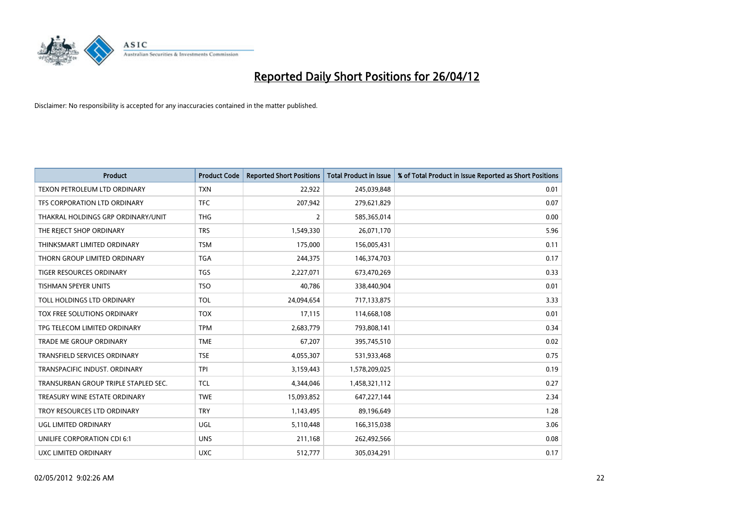# Reported Daily Short Positions for 26/04/12

Disclaimer: No responsibility is accepted for any inaccuracies contained in the matter published.

| Product | Product Code | Reported Short Positions | Total Product in Issue | % of Total Product in Issue Reported as Short Positions |
|---|---|---|---|---|
| TEXON PETROLEUM LTD ORDINARY | TXN | 22,922 | 245,039,848 | 0.01 |
| TFS CORPORATION LTD ORDINARY | TFC | 207,942 | 279,621,829 | 0.07 |
| THAKRAL HOLDINGS GRP ORDINARY/UNIT | THG | 2 | 585,365,014 | 0.00 |
| THE REJECT SHOP ORDINARY | TRS | 1,549,330 | 26,071,170 | 5.96 |
| THINKSMART LIMITED ORDINARY | TSM | 175,000 | 156,005,431 | 0.11 |
| THORN GROUP LIMITED ORDINARY | TGA | 244,375 | 146,374,703 | 0.17 |
| TIGER RESOURCES ORDINARY | TGS | 2,227,071 | 673,470,269 | 0.33 |
| TISHMAN SPEYER UNITS | TSO | 40,786 | 338,440,904 | 0.01 |
| TOLL HOLDINGS LTD ORDINARY | TOL | 24,094,654 | 717,133,875 | 3.33 |
| TOX FREE SOLUTIONS ORDINARY | TOX | 17,115 | 114,668,108 | 0.01 |
| TPG TELECOM LIMITED ORDINARY | TPM | 2,683,779 | 793,808,141 | 0.34 |
| TRADE ME GROUP ORDINARY | TME | 67,207 | 395,745,510 | 0.02 |
| TRANSFIELD SERVICES ORDINARY | TSE | 4,055,307 | 531,933,468 | 0.75 |
| TRANSPACIFIC INDUST. ORDINARY | TPI | 3,159,443 | 1,578,209,025 | 0.19 |
| TRANSURBAN GROUP TRIPLE STAPLED SEC. | TCL | 4,344,046 | 1,458,321,112 | 0.27 |
| TREASURY WINE ESTATE ORDINARY | TWE | 15,093,852 | 647,227,144 | 2.34 |
| TROY RESOURCES LTD ORDINARY | TRY | 1,143,495 | 89,196,649 | 1.28 |
| UGL LIMITED ORDINARY | UGL | 5,110,448 | 166,315,038 | 3.06 |
| UNILIFE CORPORATION CDI 6:1 | UNS | 211,168 | 262,492,566 | 0.08 |
| UXC LIMITED ORDINARY | UXC | 512,777 | 305,034,291 | 0.17 |

02/05/2012 9:02:26 AM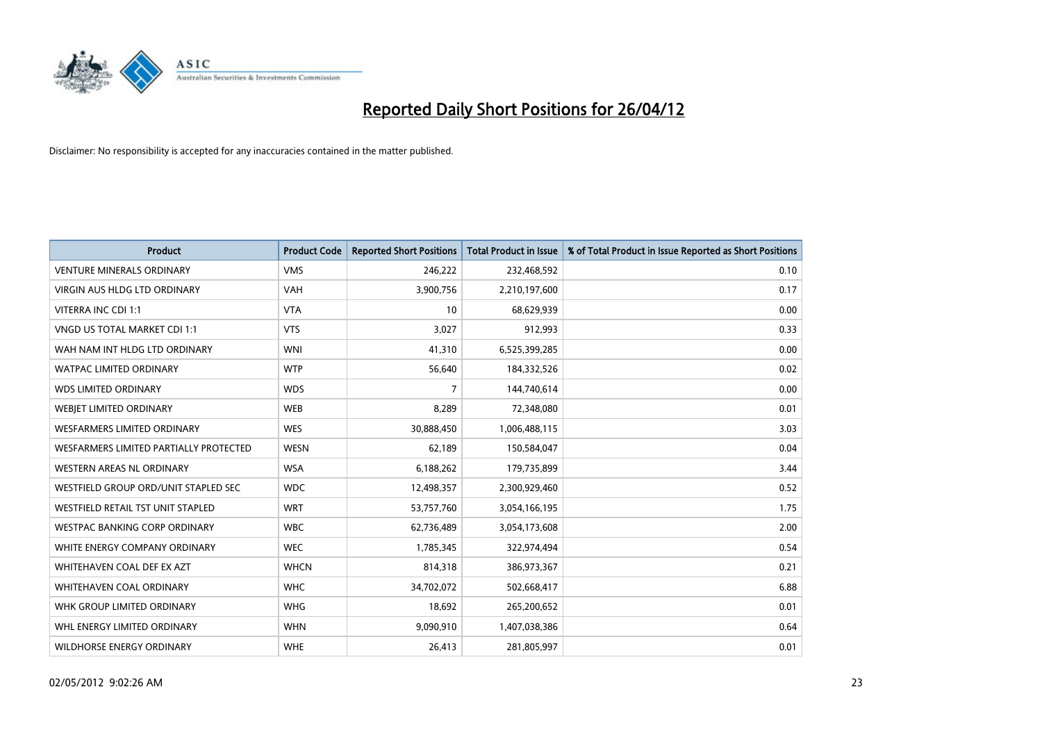# Reported Daily Short Positions for 26/04/12

Disclaimer: No responsibility is accepted for any inaccuracies contained in the matter published.

| Product | Product Code | Reported Short Positions | Total Product in Issue | % of Total Product in Issue Reported as Short Positions |
|---|---|---|---|---|
| VENTURE MINERALS ORDINARY | VMS | 246,222 | 232,468,592 | 0.10 |
| VIRGIN AUS HLDG LTD ORDINARY | VAH | 3,900,756 | 2,210,197,600 | 0.17 |
| VITERRA INC CDI 1:1 | VTA | 10 | 68,629,939 | 0.00 |
| VNGD US TOTAL MARKET CDI 1:1 | VTS | 3,027 | 912,993 | 0.33 |
| WAH NAM INT HLDG LTD ORDINARY | WNI | 41,310 | 6,525,399,285 | 0.00 |
| WATPAC LIMITED ORDINARY | WTP | 56,640 | 184,332,526 | 0.02 |
| WDS LIMITED ORDINARY | WDS | 7 | 144,740,614 | 0.00 |
| WEBJET LIMITED ORDINARY | WEB | 8,289 | 72,348,080 | 0.01 |
| WESFARMERS LIMITED ORDINARY | WES | 30,888,450 | 1,006,488,115 | 3.03 |
| WESFARMERS LIMITED PARTIALLY PROTECTED | WESN | 62,189 | 150,584,047 | 0.04 |
| WESTERN AREAS NL ORDINARY | WSA | 6,188,262 | 179,735,899 | 3.44 |
| WESTFIELD GROUP ORD/UNIT STAPLED SEC | WDC | 12,498,357 | 2,300,929,460 | 0.52 |
| WESTFIELD RETAIL TST UNIT STAPLED | WRT | 53,757,760 | 3,054,166,195 | 1.75 |
| WESTPAC BANKING CORP ORDINARY | WBC | 62,736,489 | 3,054,173,608 | 2.00 |
| WHITE ENERGY COMPANY ORDINARY | WEC | 1,785,345 | 322,974,494 | 0.54 |
| WHITEHAVEN COAL DEF EX AZT | WHCN | 814,318 | 386,973,367 | 0.21 |
| WHITEHAVEN COAL ORDINARY | WHC | 34,702,072 | 502,668,417 | 6.88 |
| WHK GROUP LIMITED ORDINARY | WHG | 18,692 | 265,200,652 | 0.01 |
| WHL ENERGY LIMITED ORDINARY | WHN | 9,090,910 | 1,407,038,386 | 0.64 |
| WILDHORSE ENERGY ORDINARY | WHE | 26,413 | 281,805,997 | 0.01 |

02/05/2012 9:02:26 AM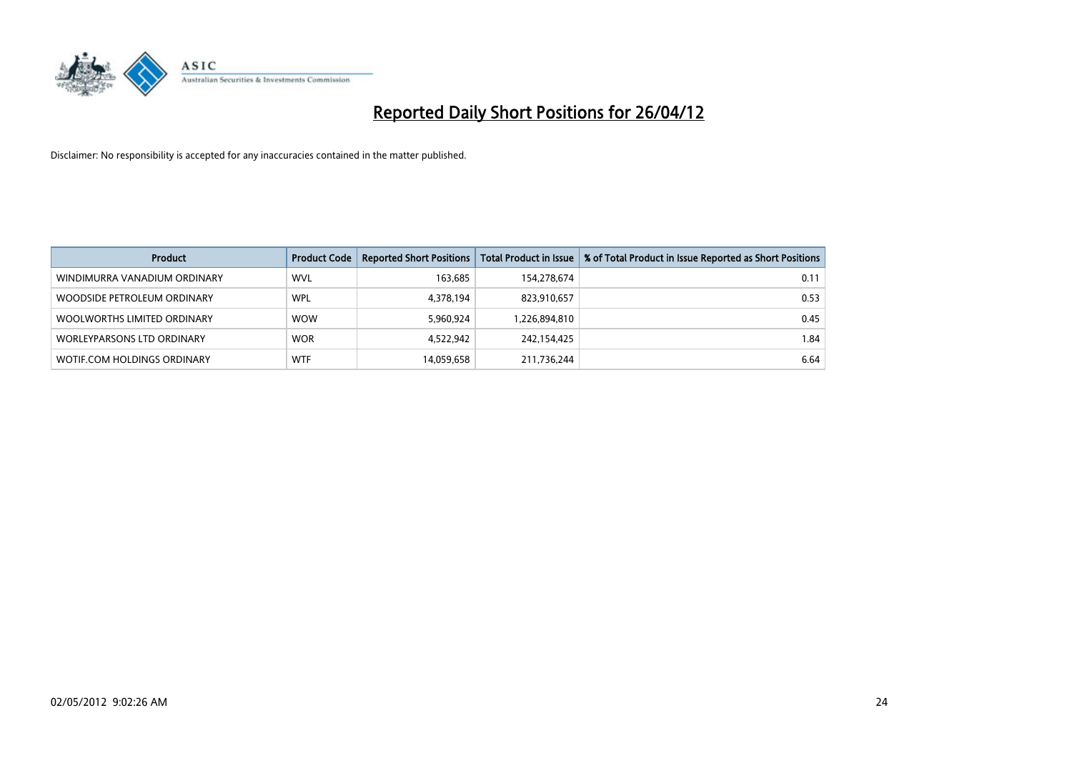# Reported Daily Short Positions for 26/04/12

Disclaimer: No responsibility is accepted for any inaccuracies contained in the matter published.

| Product | Product Code | Reported Short Positions | Total Product in Issue | % of Total Product in Issue Reported as Short Positions |
| --- | --- | --- | --- | --- |
| WINDIMURRA VANADIUM ORDINARY | WVL | 163,685 | 154,278,674 | 0.11 |
| WOODSIDE PETROLEUM ORDINARY | WPL | 4,378,194 | 823,910,657 | 0.53 |
| WOOLWORTHS LIMITED ORDINARY | WOW | 5,960,924 | 1,226,894,810 | 0.45 |
| WORLEYPARSONS LTD ORDINARY | WOR | 4,522,942 | 242,154,425 | 1.84 |
| WOTIF.COM HOLDINGS ORDINARY | WTF | 14,059,658 | 211,736,244 | 6.64 |

02/05/2012 9:02:26 AM